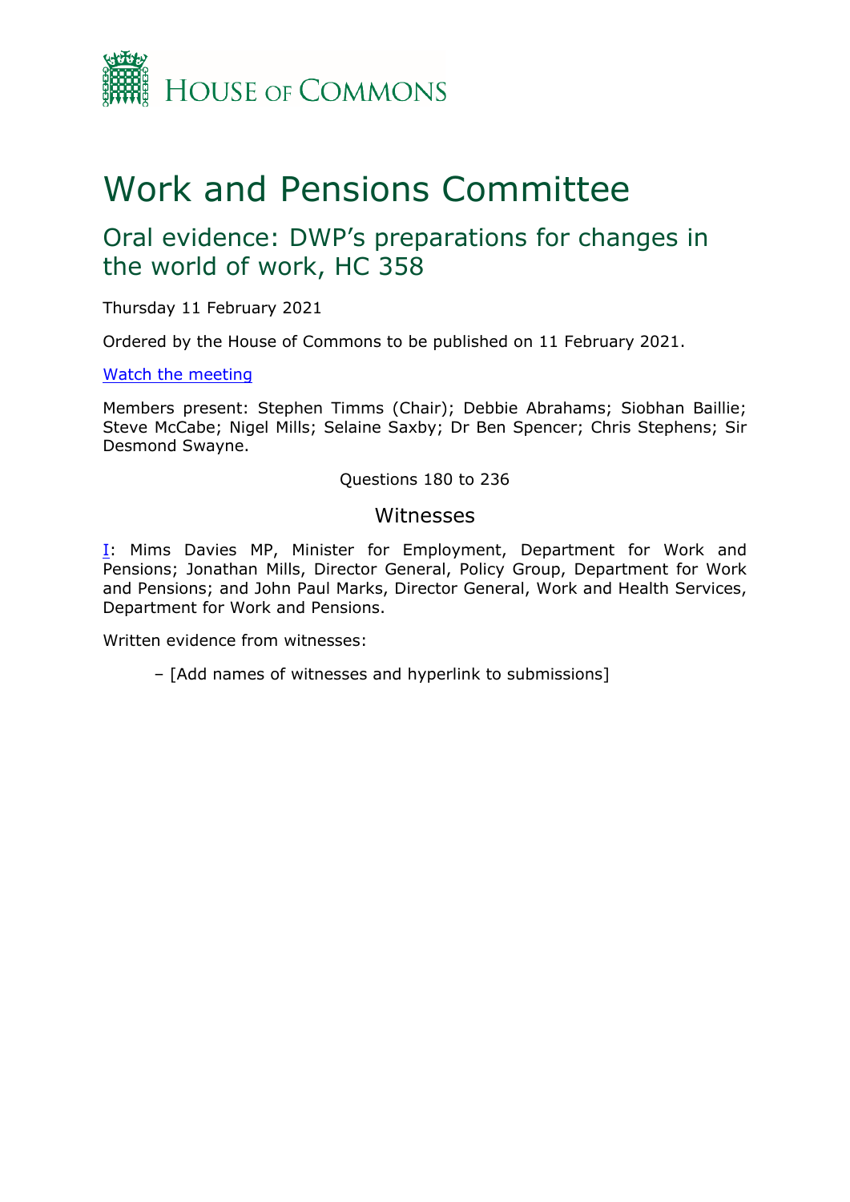HOUSE OF COMMONS

# Work and Pensions Committee

## Oral evidence: DWP's preparations for changes in the world of work, HC 358

Thursday 11 February 2021

Ordered by the House of Commons to be published on 11 February 2021.

[Watch the meeting]

Members present: Stephen Timms (Chair); Debbie Abrahams; Siobhan Baillie; Steve McCabe; Nigel Mills; Selaine Saxby; Dr Ben Spencer; Chris Stephens; Sir Desmond Swayne.

Questions 180 to 236

### Witnesses

[I]: Mims Davies MP, Minister for Employment, Department for Work and Pensions; Jonathan Mills, Director General, Policy Group, Department for Work and Pensions; and John Paul Marks, Director General, Work and Health Services, Department for Work and Pensions.

Written evidence from witnesses:

– [Add names of witnesses and hyperlink to submissions]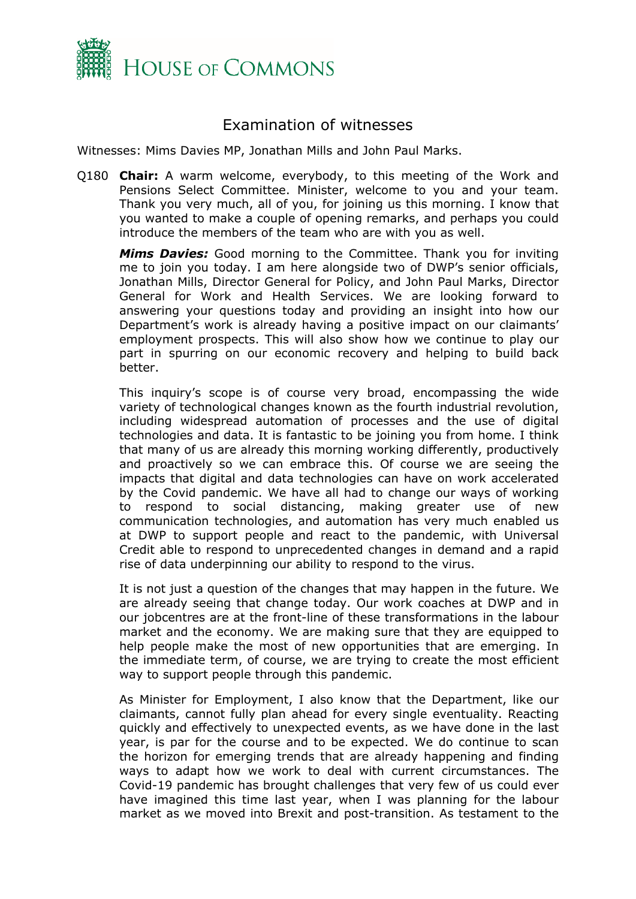## Examination of witnesses

Witnesses: Mims Davies MP, Jonathan Mills and John Paul Marks.

Q180 **Chair:** A warm welcome, everybody, to this meeting of the Work and Pensions Select Committee. Minister, welcome to you and your team. Thank you very much, all of you, for joining us this morning. I know that you wanted to make a couple of opening remarks, and perhaps you could introduce the members of the team who are with you as well.

***Mims Davies:*** Good morning to the Committee. Thank you for inviting me to join you today. I am here alongside two of DWP's senior officials, Jonathan Mills, Director General for Policy, and John Paul Marks, Director General for Work and Health Services. We are looking forward to answering your questions today and providing an insight into how our Department's work is already having a positive impact on our claimants' employment prospects. This will also show how we continue to play our part in spurring on our economic recovery and helping to build back better.

This inquiry's scope is of course very broad, encompassing the wide variety of technological changes known as the fourth industrial revolution, including widespread automation of processes and the use of digital technologies and data. It is fantastic to be joining you from home. I think that many of us are already this morning working differently, productively and proactively so we can embrace this. Of course we are seeing the impacts that digital and data technologies can have on work accelerated by the Covid pandemic. We have all had to change our ways of working to respond to social distancing, making greater use of new communication technologies, and automation has very much enabled us at DWP to support people and react to the pandemic, with Universal Credit able to respond to unprecedented changes in demand and a rapid rise of data underpinning our ability to respond to the virus.

It is not just a question of the changes that may happen in the future. We are already seeing that change today. Our work coaches at DWP and in our jobcentres are at the front-line of these transformations in the labour market and the economy. We are making sure that they are equipped to help people make the most of new opportunities that are emerging. In the immediate term, of course, we are trying to create the most efficient way to support people through this pandemic.

As Minister for Employment, I also know that the Department, like our claimants, cannot fully plan ahead for every single eventuality. Reacting quickly and effectively to unexpected events, as we have done in the last year, is par for the course and to be expected. We do continue to scan the horizon for emerging trends that are already happening and finding ways to adapt how we work to deal with current circumstances. The Covid-19 pandemic has brought challenges that very few of us could ever have imagined this time last year, when I was planning for the labour market as we moved into Brexit and post-transition. As testament to the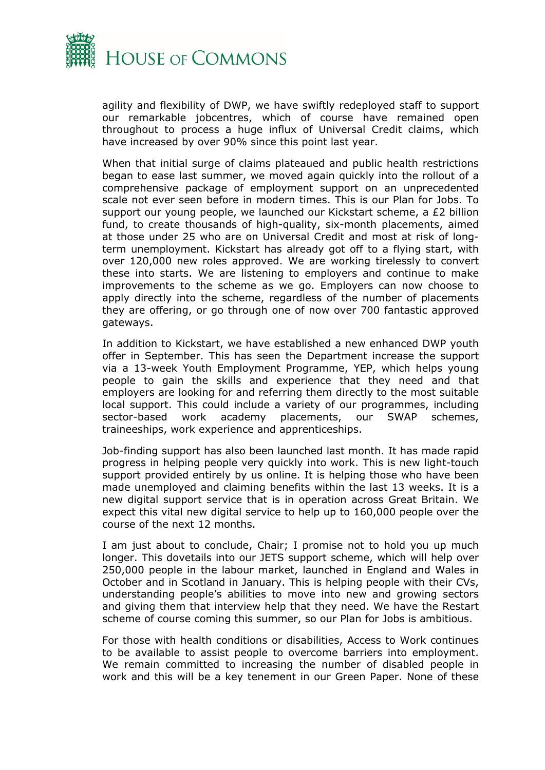agility and flexibility of DWP, we have swiftly redeployed staff to support our remarkable jobcentres, which of course have remained open throughout to process a huge influx of Universal Credit claims, which have increased by over 90% since this point last year.

When that initial surge of claims plateaued and public health restrictions began to ease last summer, we moved again quickly into the rollout of a comprehensive package of employment support on an unprecedented scale not ever seen before in modern times. This is our Plan for Jobs. To support our young people, we launched our Kickstart scheme, a £2 billion fund, to create thousands of high-quality, six-month placements, aimed at those under 25 who are on Universal Credit and most at risk of long-term unemployment. Kickstart has already got off to a flying start, with over 120,000 new roles approved. We are working tirelessly to convert these into starts. We are listening to employers and continue to make improvements to the scheme as we go. Employers can now choose to apply directly into the scheme, regardless of the number of placements they are offering, or go through one of now over 700 fantastic approved gateways.

In addition to Kickstart, we have established a new enhanced DWP youth offer in September. This has seen the Department increase the support via a 13-week Youth Employment Programme, YEP, which helps young people to gain the skills and experience that they need and that employers are looking for and referring them directly to the most suitable local support. This could include a variety of our programmes, including sector-based work academy placements, our SWAP schemes, traineeships, work experience and apprenticeships.

Job-finding support has also been launched last month. It has made rapid progress in helping people very quickly into work. This is new light-touch support provided entirely by us online. It is helping those who have been made unemployed and claiming benefits within the last 13 weeks. It is a new digital support service that is in operation across Great Britain. We expect this vital new digital service to help up to 160,000 people over the course of the next 12 months.

I am just about to conclude, Chair; I promise not to hold you up much longer. This dovetails into our JETS support scheme, which will help over 250,000 people in the labour market, launched in England and Wales in October and in Scotland in January. This is helping people with their CVs, understanding people's abilities to move into new and growing sectors and giving them that interview help that they need. We have the Restart scheme of course coming this summer, so our Plan for Jobs is ambitious.

For those with health conditions or disabilities, Access to Work continues to be available to assist people to overcome barriers into employment. We remain committed to increasing the number of disabled people in work and this will be a key tenement in our Green Paper. None of these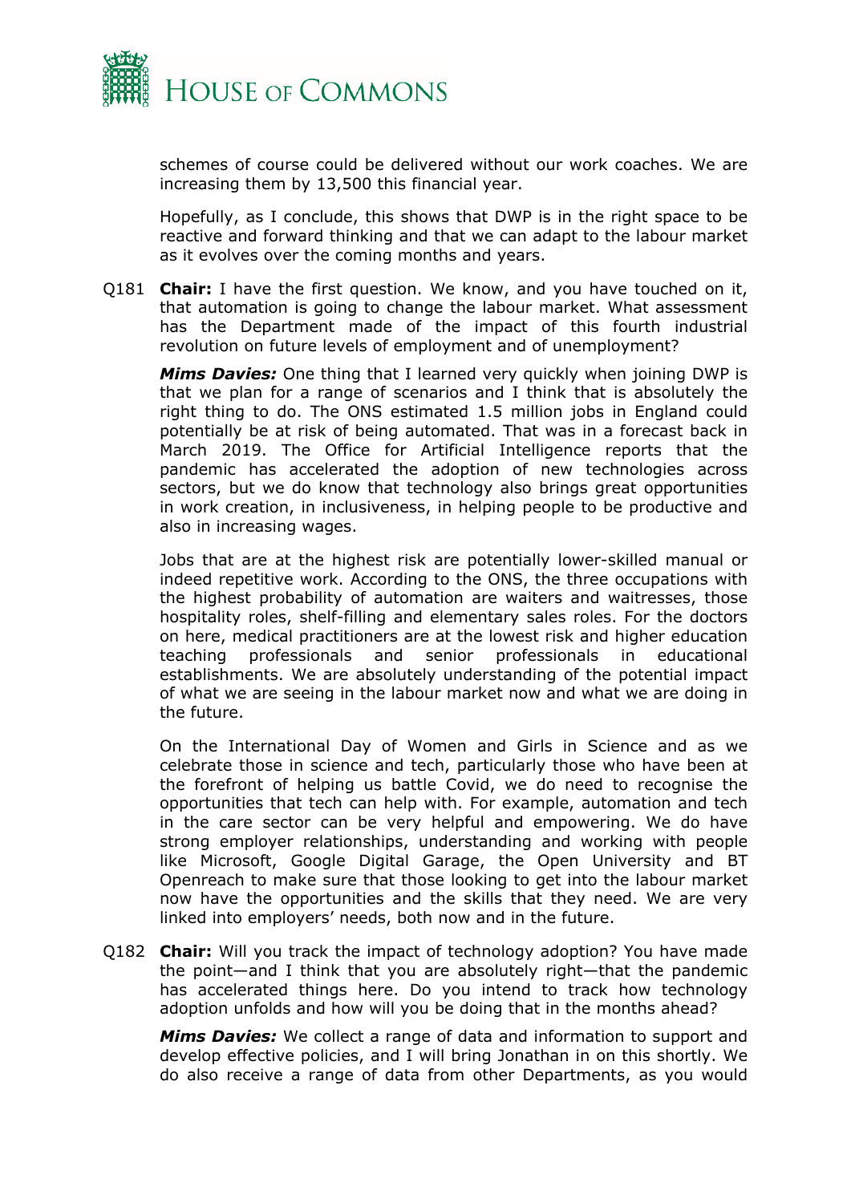schemes of course could be delivered without our work coaches. We are increasing them by 13,500 this financial year.

Hopefully, as I conclude, this shows that DWP is in the right space to be reactive and forward thinking and that we can adapt to the labour market as it evolves over the coming months and years.

Q181 **Chair:** I have the first question. We know, and you have touched on it, that automation is going to change the labour market. What assessment has the Department made of the impact of this fourth industrial revolution on future levels of employment and of unemployment?

***Mims Davies:*** One thing that I learned very quickly when joining DWP is that we plan for a range of scenarios and I think that is absolutely the right thing to do. The ONS estimated 1.5 million jobs in England could potentially be at risk of being automated. That was in a forecast back in March 2019. The Office for Artificial Intelligence reports that the pandemic has accelerated the adoption of new technologies across sectors, but we do know that technology also brings great opportunities in work creation, in inclusiveness, in helping people to be productive and also in increasing wages.

Jobs that are at the highest risk are potentially lower-skilled manual or indeed repetitive work. According to the ONS, the three occupations with the highest probability of automation are waiters and waitresses, those hospitality roles, shelf-filling and elementary sales roles. For the doctors on here, medical practitioners are at the lowest risk and higher education teaching professionals and senior professionals in educational establishments. We are absolutely understanding of the potential impact of what we are seeing in the labour market now and what we are doing in the future.

On the International Day of Women and Girls in Science and as we celebrate those in science and tech, particularly those who have been at the forefront of helping us battle Covid, we do need to recognise the opportunities that tech can help with. For example, automation and tech in the care sector can be very helpful and empowering. We do have strong employer relationships, understanding and working with people like Microsoft, Google Digital Garage, the Open University and BT Openreach to make sure that those looking to get into the labour market now have the opportunities and the skills that they need. We are very linked into employers' needs, both now and in the future.

Q182 **Chair:** Will you track the impact of technology adoption? You have made the point—and I think that you are absolutely right—that the pandemic has accelerated things here. Do you intend to track how technology adoption unfolds and how will you be doing that in the months ahead?

***Mims Davies:*** We collect a range of data and information to support and develop effective policies, and I will bring Jonathan in on this shortly. We do also receive a range of data from other Departments, as you would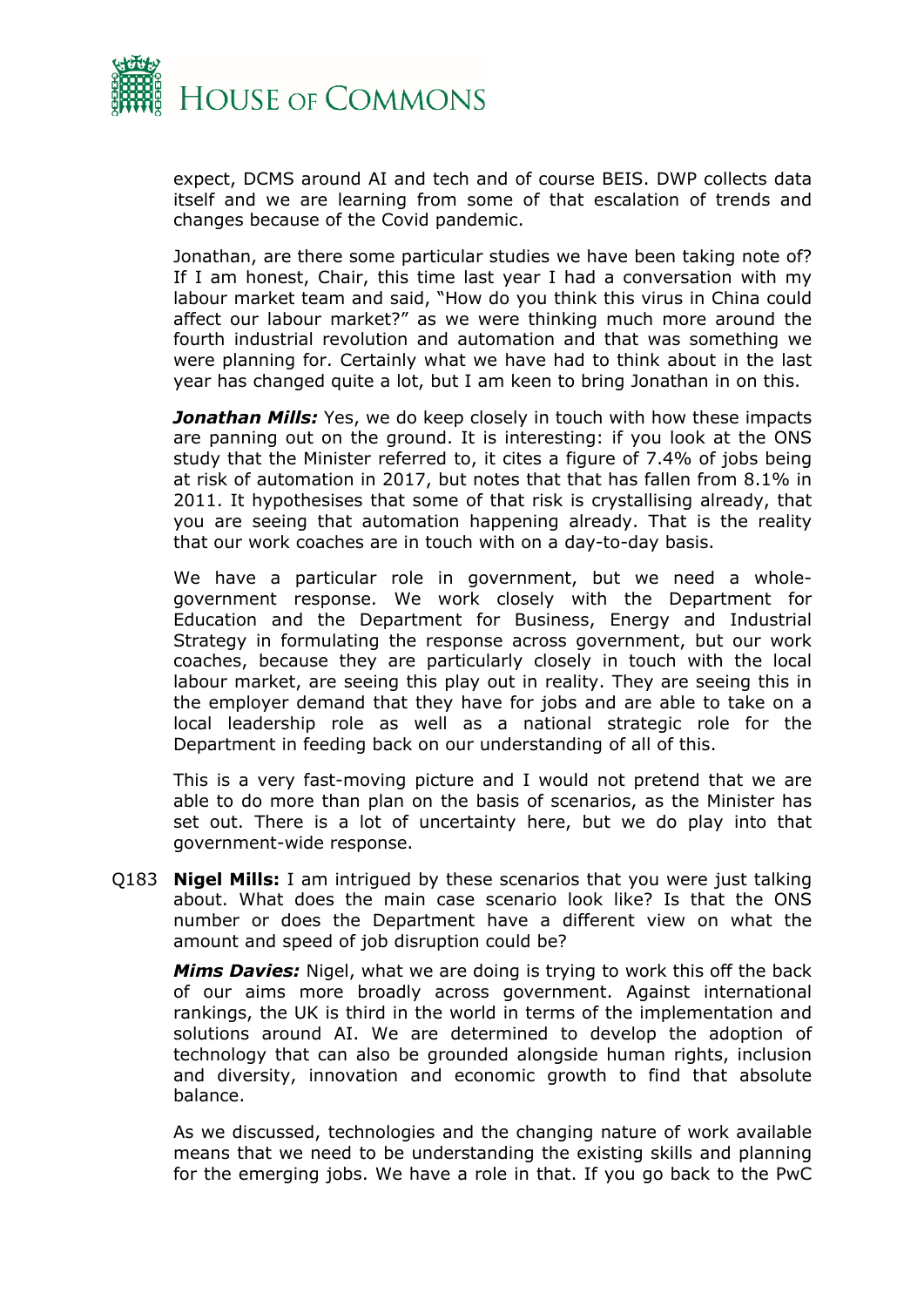expect, DCMS around AI and tech and of course BEIS. DWP collects data itself and we are learning from some of that escalation of trends and changes because of the Covid pandemic.

Jonathan, are there some particular studies we have been taking note of? If I am honest, Chair, this time last year I had a conversation with my labour market team and said, "How do you think this virus in China could affect our labour market?" as we were thinking much more around the fourth industrial revolution and automation and that was something we were planning for. Certainly what we have had to think about in the last year has changed quite a lot, but I am keen to bring Jonathan in on this.

***Jonathan Mills:*** Yes, we do keep closely in touch with how these impacts are panning out on the ground. It is interesting: if you look at the ONS study that the Minister referred to, it cites a figure of 7.4% of jobs being at risk of automation in 2017, but notes that that has fallen from 8.1% in 2011. It hypothesises that some of that risk is crystallising already, that you are seeing that automation happening already. That is the reality that our work coaches are in touch with on a day-to-day basis.

We have a particular role in government, but we need a whole-government response. We work closely with the Department for Education and the Department for Business, Energy and Industrial Strategy in formulating the response across government, but our work coaches, because they are particularly closely in touch with the local labour market, are seeing this play out in reality. They are seeing this in the employer demand that they have for jobs and are able to take on a local leadership role as well as a national strategic role for the Department in feeding back on our understanding of all of this.

This is a very fast-moving picture and I would not pretend that we are able to do more than plan on the basis of scenarios, as the Minister has set out. There is a lot of uncertainty here, but we do play into that government-wide response.

Q183 **Nigel Mills:** I am intrigued by these scenarios that you were just talking about. What does the main case scenario look like? Is that the ONS number or does the Department have a different view on what the amount and speed of job disruption could be?

***Mims Davies:*** Nigel, what we are doing is trying to work this off the back of our aims more broadly across government. Against international rankings, the UK is third in the world in terms of the implementation and solutions around AI. We are determined to develop the adoption of technology that can also be grounded alongside human rights, inclusion and diversity, innovation and economic growth to find that absolute balance.

As we discussed, technologies and the changing nature of work available means that we need to be understanding the existing skills and planning for the emerging jobs. We have a role in that. If you go back to the PwC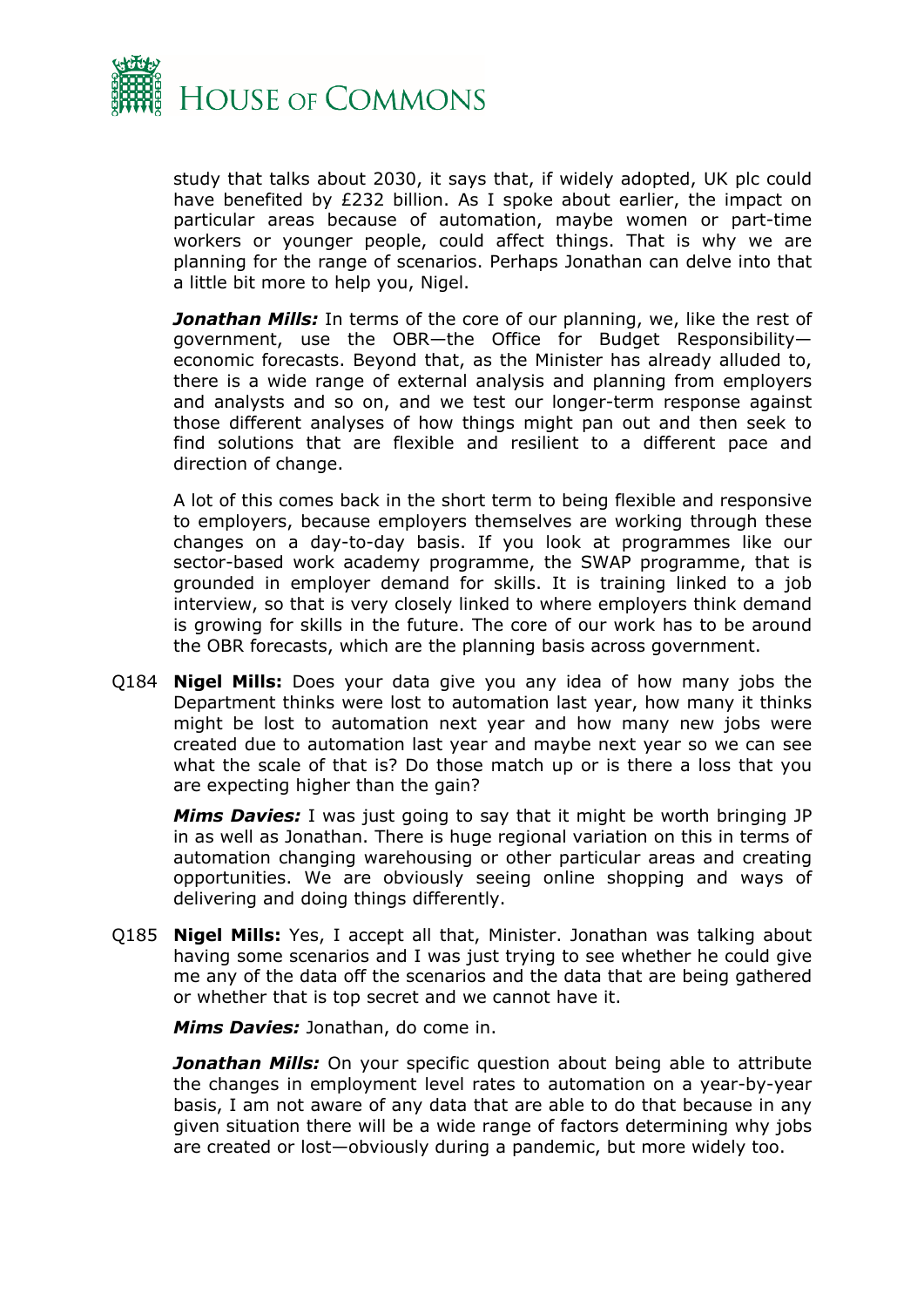study that talks about 2030, it says that, if widely adopted, UK plc could have benefited by £232 billion. As I spoke about earlier, the impact on particular areas because of automation, maybe women or part-time workers or younger people, could affect things. That is why we are planning for the range of scenarios. Perhaps Jonathan can delve into that a little bit more to help you, Nigel.

***Jonathan Mills:*** In terms of the core of our planning, we, like the rest of government, use the OBR—the Office for Budget Responsibility—economic forecasts. Beyond that, as the Minister has already alluded to, there is a wide range of external analysis and planning from employers and analysts and so on, and we test our longer-term response against those different analyses of how things might pan out and then seek to find solutions that are flexible and resilient to a different pace and direction of change.

A lot of this comes back in the short term to being flexible and responsive to employers, because employers themselves are working through these changes on a day-to-day basis. If you look at programmes like our sector-based work academy programme, the SWAP programme, that is grounded in employer demand for skills. It is training linked to a job interview, so that is very closely linked to where employers think demand is growing for skills in the future. The core of our work has to be around the OBR forecasts, which are the planning basis across government.

Q184 **Nigel Mills:** Does your data give you any idea of how many jobs the Department thinks were lost to automation last year, how many it thinks might be lost to automation next year and how many new jobs were created due to automation last year and maybe next year so we can see what the scale of that is? Do those match up or is there a loss that you are expecting higher than the gain?

***Mims Davies:*** I was just going to say that it might be worth bringing JP in as well as Jonathan. There is huge regional variation on this in terms of automation changing warehousing or other particular areas and creating opportunities. We are obviously seeing online shopping and ways of delivering and doing things differently.

Q185 **Nigel Mills:** Yes, I accept all that, Minister. Jonathan was talking about having some scenarios and I was just trying to see whether he could give me any of the data off the scenarios and the data that are being gathered or whether that is top secret and we cannot have it.

***Mims Davies:*** Jonathan, do come in.

***Jonathan Mills:*** On your specific question about being able to attribute the changes in employment level rates to automation on a year-by-year basis, I am not aware of any data that are able to do that because in any given situation there will be a wide range of factors determining why jobs are created or lost—obviously during a pandemic, but more widely too.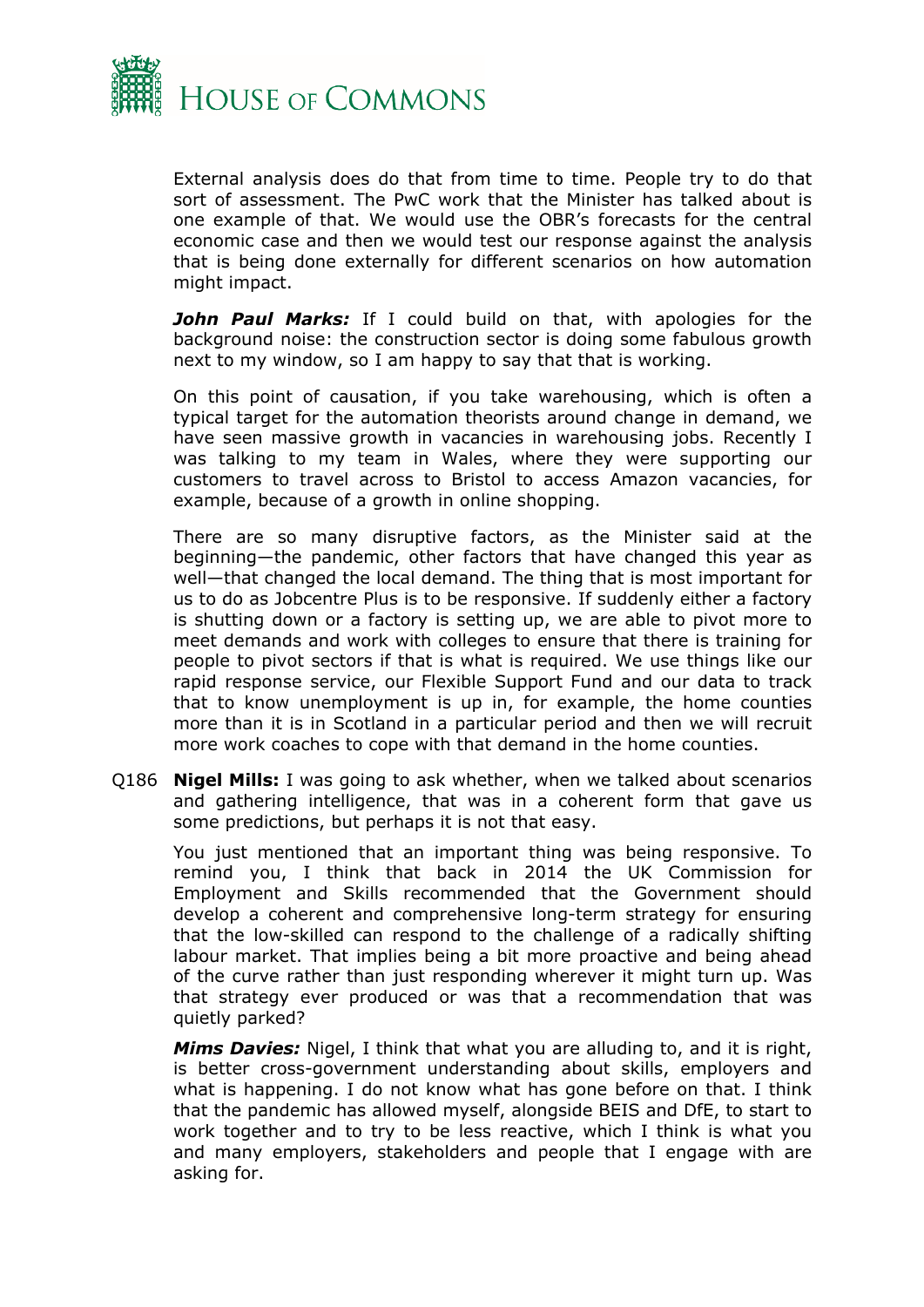External analysis does do that from time to time. People try to do that sort of assessment. The PwC work that the Minister has talked about is one example of that. We would use the OBR's forecasts for the central economic case and then we would test our response against the analysis that is being done externally for different scenarios on how automation might impact.

***John Paul Marks:*** If I could build on that, with apologies for the background noise: the construction sector is doing some fabulous growth next to my window, so I am happy to say that that is working.

On this point of causation, if you take warehousing, which is often a typical target for the automation theorists around change in demand, we have seen massive growth in vacancies in warehousing jobs. Recently I was talking to my team in Wales, where they were supporting our customers to travel across to Bristol to access Amazon vacancies, for example, because of a growth in online shopping.

There are so many disruptive factors, as the Minister said at the beginning—the pandemic, other factors that have changed this year as well—that changed the local demand. The thing that is most important for us to do as Jobcentre Plus is to be responsive. If suddenly either a factory is shutting down or a factory is setting up, we are able to pivot more to meet demands and work with colleges to ensure that there is training for people to pivot sectors if that is what is required. We use things like our rapid response service, our Flexible Support Fund and our data to track that to know unemployment is up in, for example, the home counties more than it is in Scotland in a particular period and then we will recruit more work coaches to cope with that demand in the home counties.

Q186 **Nigel Mills:** I was going to ask whether, when we talked about scenarios and gathering intelligence, that was in a coherent form that gave us some predictions, but perhaps it is not that easy.

You just mentioned that an important thing was being responsive. To remind you, I think that back in 2014 the UK Commission for Employment and Skills recommended that the Government should develop a coherent and comprehensive long-term strategy for ensuring that the low-skilled can respond to the challenge of a radically shifting labour market. That implies being a bit more proactive and being ahead of the curve rather than just responding wherever it might turn up. Was that strategy ever produced or was that a recommendation that was quietly parked?

***Mims Davies:*** Nigel, I think that what you are alluding to, and it is right, is better cross-government understanding about skills, employers and what is happening. I do not know what has gone before on that. I think that the pandemic has allowed myself, alongside BEIS and DfE, to start to work together and to try to be less reactive, which I think is what you and many employers, stakeholders and people that I engage with are asking for.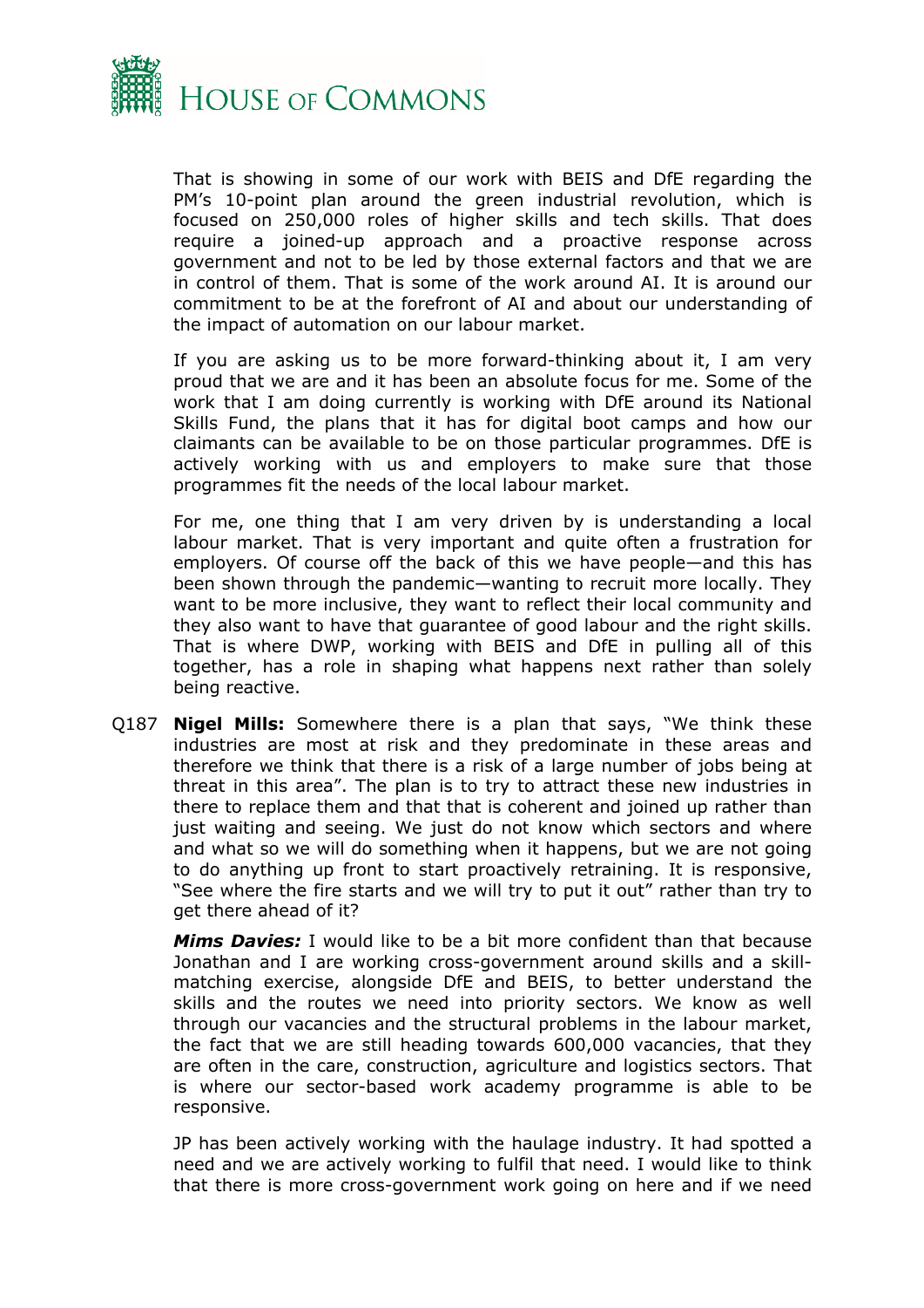That is showing in some of our work with BEIS and DfE regarding the PM's 10-point plan around the green industrial revolution, which is focused on 250,000 roles of higher skills and tech skills. That does require a joined-up approach and a proactive response across government and not to be led by those external factors and that we are in control of them. That is some of the work around AI. It is around our commitment to be at the forefront of AI and about our understanding of the impact of automation on our labour market.

If you are asking us to be more forward-thinking about it, I am very proud that we are and it has been an absolute focus for me. Some of the work that I am doing currently is working with DfE around its National Skills Fund, the plans that it has for digital boot camps and how our claimants can be available to be on those particular programmes. DfE is actively working with us and employers to make sure that those programmes fit the needs of the local labour market.

For me, one thing that I am very driven by is understanding a local labour market. That is very important and quite often a frustration for employers. Of course off the back of this we have people—and this has been shown through the pandemic—wanting to recruit more locally. They want to be more inclusive, they want to reflect their local community and they also want to have that guarantee of good labour and the right skills. That is where DWP, working with BEIS and DfE in pulling all of this together, has a role in shaping what happens next rather than solely being reactive.

Q187 **Nigel Mills:** Somewhere there is a plan that says, "We think these industries are most at risk and they predominate in these areas and therefore we think that there is a risk of a large number of jobs being at threat in this area". The plan is to try to attract these new industries in there to replace them and that that is coherent and joined up rather than just waiting and seeing. We just do not know which sectors and where and what so we will do something when it happens, but we are not going to do anything up front to start proactively retraining. It is responsive, "See where the fire starts and we will try to put it out" rather than try to get there ahead of it?

***Mims Davies:*** I would like to be a bit more confident than that because Jonathan and I are working cross-government around skills and a skill-matching exercise, alongside DfE and BEIS, to better understand the skills and the routes we need into priority sectors. We know as well through our vacancies and the structural problems in the labour market, the fact that we are still heading towards 600,000 vacancies, that they are often in the care, construction, agriculture and logistics sectors. That is where our sector-based work academy programme is able to be responsive.

JP has been actively working with the haulage industry. It had spotted a need and we are actively working to fulfil that need. I would like to think that there is more cross-government work going on here and if we need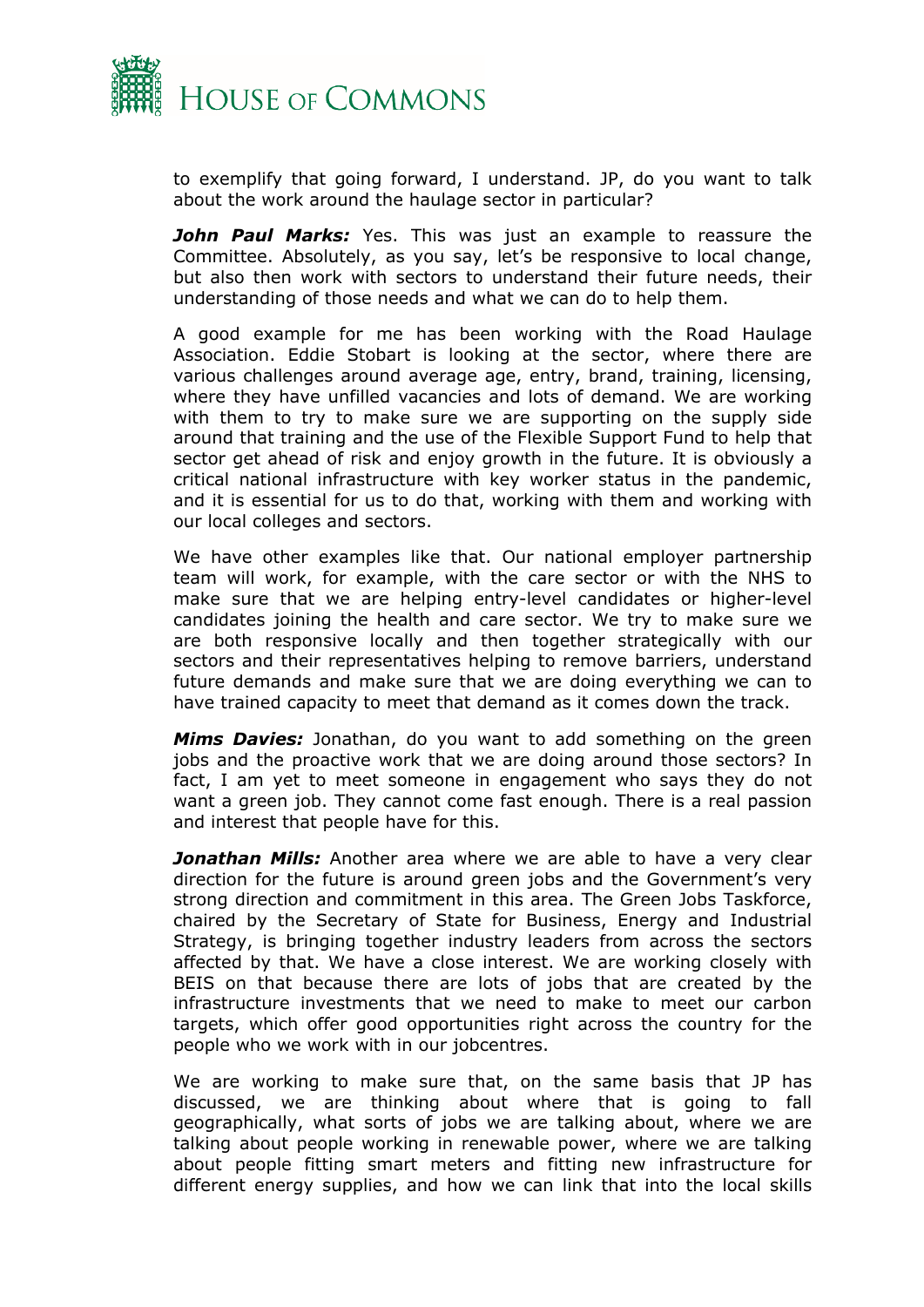to exemplify that going forward, I understand. JP, do you want to talk about the work around the haulage sector in particular?

***John Paul Marks:*** Yes. This was just an example to reassure the Committee. Absolutely, as you say, let's be responsive to local change, but also then work with sectors to understand their future needs, their understanding of those needs and what we can do to help them.

A good example for me has been working with the Road Haulage Association. Eddie Stobart is looking at the sector, where there are various challenges around average age, entry, brand, training, licensing, where they have unfilled vacancies and lots of demand. We are working with them to try to make sure we are supporting on the supply side around that training and the use of the Flexible Support Fund to help that sector get ahead of risk and enjoy growth in the future. It is obviously a critical national infrastructure with key worker status in the pandemic, and it is essential for us to do that, working with them and working with our local colleges and sectors.

We have other examples like that. Our national employer partnership team will work, for example, with the care sector or with the NHS to make sure that we are helping entry-level candidates or higher-level candidates joining the health and care sector. We try to make sure we are both responsive locally and then together strategically with our sectors and their representatives helping to remove barriers, understand future demands and make sure that we are doing everything we can to have trained capacity to meet that demand as it comes down the track.

***Mims Davies:*** Jonathan, do you want to add something on the green jobs and the proactive work that we are doing around those sectors? In fact, I am yet to meet someone in engagement who says they do not want a green job. They cannot come fast enough. There is a real passion and interest that people have for this.

***Jonathan Mills:*** Another area where we are able to have a very clear direction for the future is around green jobs and the Government's very strong direction and commitment in this area. The Green Jobs Taskforce, chaired by the Secretary of State for Business, Energy and Industrial Strategy, is bringing together industry leaders from across the sectors affected by that. We have a close interest. We are working closely with BEIS on that because there are lots of jobs that are created by the infrastructure investments that we need to make to meet our carbon targets, which offer good opportunities right across the country for the people who we work with in our jobcentres.

We are working to make sure that, on the same basis that JP has discussed, we are thinking about where that is going to fall geographically, what sorts of jobs we are talking about, where we are talking about people working in renewable power, where we are talking about people fitting smart meters and fitting new infrastructure for different energy supplies, and how we can link that into the local skills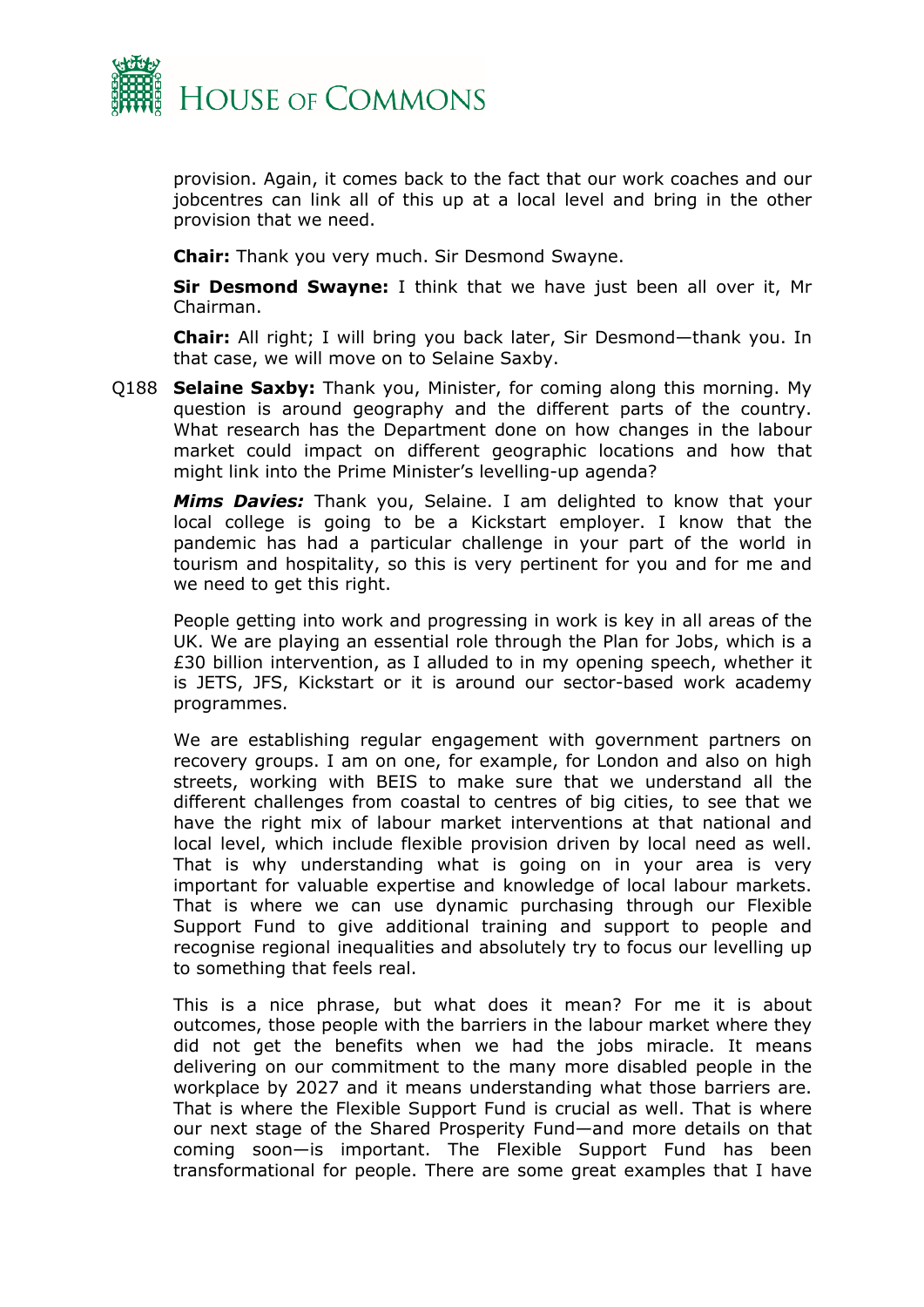provision. Again, it comes back to the fact that our work coaches and our jobcentres can link all of this up at a local level and bring in the other provision that we need.

**Chair:** Thank you very much. Sir Desmond Swayne.

**Sir Desmond Swayne:** I think that we have just been all over it, Mr Chairman.

**Chair:** All right; I will bring you back later, Sir Desmond—thank you. In that case, we will move on to Selaine Saxby.

Q188 **Selaine Saxby:** Thank you, Minister, for coming along this morning. My question is around geography and the different parts of the country. What research has the Department done on how changes in the labour market could impact on different geographic locations and how that might link into the Prime Minister's levelling-up agenda?

***Mims Davies:*** Thank you, Selaine. I am delighted to know that your local college is going to be a Kickstart employer. I know that the pandemic has had a particular challenge in your part of the world in tourism and hospitality, so this is very pertinent for you and for me and we need to get this right.

People getting into work and progressing in work is key in all areas of the UK. We are playing an essential role through the Plan for Jobs, which is a £30 billion intervention, as I alluded to in my opening speech, whether it is JETS, JFS, Kickstart or it is around our sector-based work academy programmes.

We are establishing regular engagement with government partners on recovery groups. I am on one, for example, for London and also on high streets, working with BEIS to make sure that we understand all the different challenges from coastal to centres of big cities, to see that we have the right mix of labour market interventions at that national and local level, which include flexible provision driven by local need as well. That is why understanding what is going on in your area is very important for valuable expertise and knowledge of local labour markets. That is where we can use dynamic purchasing through our Flexible Support Fund to give additional training and support to people and recognise regional inequalities and absolutely try to focus our levelling up to something that feels real.

This is a nice phrase, but what does it mean? For me it is about outcomes, those people with the barriers in the labour market where they did not get the benefits when we had the jobs miracle. It means delivering on our commitment to the many more disabled people in the workplace by 2027 and it means understanding what those barriers are. That is where the Flexible Support Fund is crucial as well. That is where our next stage of the Shared Prosperity Fund—and more details on that coming soon—is important. The Flexible Support Fund has been transformational for people. There are some great examples that I have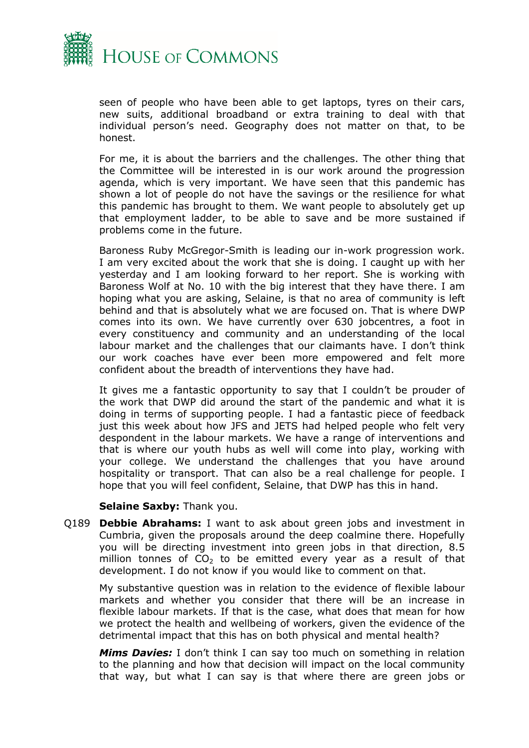seen of people who have been able to get laptops, tyres on their cars, new suits, additional broadband or extra training to deal with that individual person's need. Geography does not matter on that, to be honest.

For me, it is about the barriers and the challenges. The other thing that the Committee will be interested in is our work around the progression agenda, which is very important. We have seen that this pandemic has shown a lot of people do not have the savings or the resilience for what this pandemic has brought to them. We want people to absolutely get up that employment ladder, to be able to save and be more sustained if problems come in the future.

Baroness Ruby McGregor-Smith is leading our in-work progression work. I am very excited about the work that she is doing. I caught up with her yesterday and I am looking forward to her report. She is working with Baroness Wolf at No. 10 with the big interest that they have there. I am hoping what you are asking, Selaine, is that no area of community is left behind and that is absolutely what we are focused on. That is where DWP comes into its own. We have currently over 630 jobcentres, a foot in every constituency and community and an understanding of the local labour market and the challenges that our claimants have. I don't think our work coaches have ever been more empowered and felt more confident about the breadth of interventions they have had.

It gives me a fantastic opportunity to say that I couldn't be prouder of the work that DWP did around the start of the pandemic and what it is doing in terms of supporting people. I had a fantastic piece of feedback just this week about how JFS and JETS had helped people who felt very despondent in the labour markets. We have a range of interventions and that is where our youth hubs as well will come into play, working with your college. We understand the challenges that you have around hospitality or transport. That can also be a real challenge for people. I hope that you will feel confident, Selaine, that DWP has this in hand.

**Selaine Saxby:** Thank you.

Q189 **Debbie Abrahams:** I want to ask about green jobs and investment in Cumbria, given the proposals around the deep coalmine there. Hopefully you will be directing investment into green jobs in that direction, 8.5 million tonnes of $CO_2$ to be emitted every year as a result of that development. I do not know if you would like to comment on that.

My substantive question was in relation to the evidence of flexible labour markets and whether you consider that there will be an increase in flexible labour markets. If that is the case, what does that mean for how we protect the health and wellbeing of workers, given the evidence of the detrimental impact that this has on both physical and mental health?

***Mims Davies:*** I don't think I can say too much on something in relation to the planning and how that decision will impact on the local community that way, but what I can say is that where there are green jobs or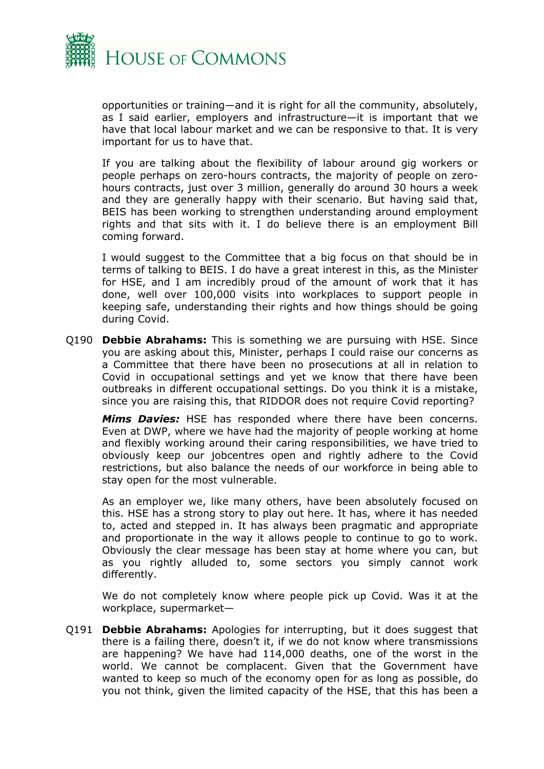opportunities or training—and it is right for all the community, absolutely, as I said earlier, employers and infrastructure—it is important that we have that local labour market and we can be responsive to that. It is very important for us to have that.

If you are talking about the flexibility of labour around gig workers or people perhaps on zero-hours contracts, the majority of people on zero-hours contracts, just over 3 million, generally do around 30 hours a week and they are generally happy with their scenario. But having said that, BEIS has been working to strengthen understanding around employment rights and that sits with it. I do believe there is an employment Bill coming forward.

I would suggest to the Committee that a big focus on that should be in terms of talking to BEIS. I do have a great interest in this, as the Minister for HSE, and I am incredibly proud of the amount of work that it has done, well over 100,000 visits into workplaces to support people in keeping safe, understanding their rights and how things should be going during Covid.

Q190 **Debbie Abrahams:** This is something we are pursuing with HSE. Since you are asking about this, Minister, perhaps I could raise our concerns as a Committee that there have been no prosecutions at all in relation to Covid in occupational settings and yet we know that there have been outbreaks in different occupational settings. Do you think it is a mistake, since you are raising this, that RIDDOR does not require Covid reporting?

***Mims Davies:*** HSE has responded where there have been concerns. Even at DWP, where we have had the majority of people working at home and flexibly working around their caring responsibilities, we have tried to obviously keep our jobcentres open and rightly adhere to the Covid restrictions, but also balance the needs of our workforce in being able to stay open for the most vulnerable.

As an employer we, like many others, have been absolutely focused on this. HSE has a strong story to play out here. It has, where it has needed to, acted and stepped in. It has always been pragmatic and appropriate and proportionate in the way it allows people to continue to go to work. Obviously the clear message has been stay at home where you can, but as you rightly alluded to, some sectors you simply cannot work differently.

We do not completely know where people pick up Covid. Was it at the workplace, supermarket—

Q191 **Debbie Abrahams:** Apologies for interrupting, but it does suggest that there is a failing there, doesn't it, if we do not know where transmissions are happening? We have had 114,000 deaths, one of the worst in the world. We cannot be complacent. Given that the Government have wanted to keep so much of the economy open for as long as possible, do you not think, given the limited capacity of the HSE, that this has been a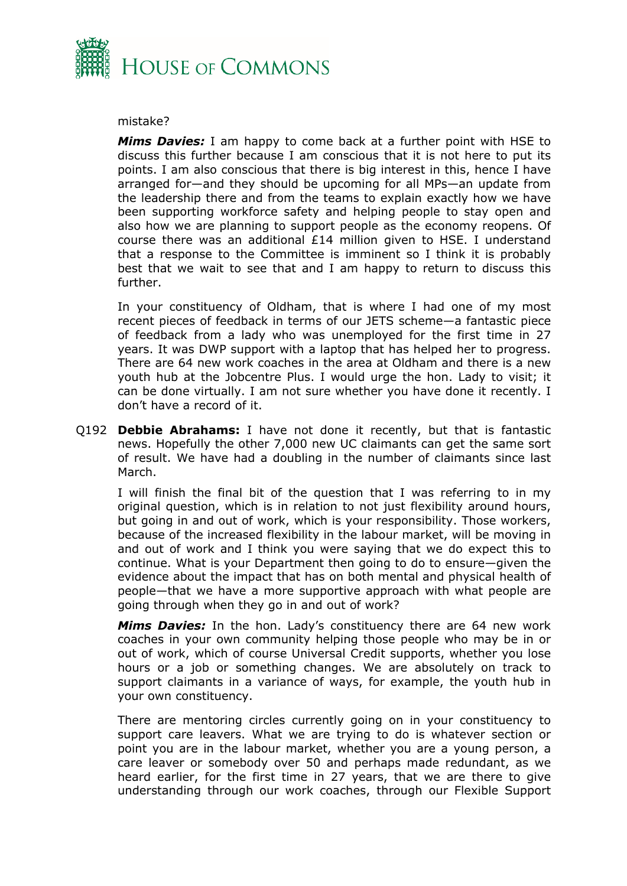mistake?

***Mims Davies:*** I am happy to come back at a further point with HSE to discuss this further because I am conscious that it is not here to put its points. I am also conscious that there is big interest in this, hence I have arranged for—and they should be upcoming for all MPs—an update from the leadership there and from the teams to explain exactly how we have been supporting workforce safety and helping people to stay open and also how we are planning to support people as the economy reopens. Of course there was an additional £14 million given to HSE. I understand that a response to the Committee is imminent so I think it is probably best that we wait to see that and I am happy to return to discuss this further.

In your constituency of Oldham, that is where I had one of my most recent pieces of feedback in terms of our JETS scheme—a fantastic piece of feedback from a lady who was unemployed for the first time in 27 years. It was DWP support with a laptop that has helped her to progress. There are 64 new work coaches in the area at Oldham and there is a new youth hub at the Jobcentre Plus. I would urge the hon. Lady to visit; it can be done virtually. I am not sure whether you have done it recently. I don't have a record of it.

Q192 **Debbie Abrahams:** I have not done it recently, but that is fantastic news. Hopefully the other 7,000 new UC claimants can get the same sort of result. We have had a doubling in the number of claimants since last March.

I will finish the final bit of the question that I was referring to in my original question, which is in relation to not just flexibility around hours, but going in and out of work, which is your responsibility. Those workers, because of the increased flexibility in the labour market, will be moving in and out of work and I think you were saying that we do expect this to continue. What is your Department then going to do to ensure—given the evidence about the impact that has on both mental and physical health of people—that we have a more supportive approach with what people are going through when they go in and out of work?

***Mims Davies:*** In the hon. Lady's constituency there are 64 new work coaches in your own community helping those people who may be in or out of work, which of course Universal Credit supports, whether you lose hours or a job or something changes. We are absolutely on track to support claimants in a variance of ways, for example, the youth hub in your own constituency.

There are mentoring circles currently going on in your constituency to support care leavers. What we are trying to do is whatever section or point you are in the labour market, whether you are a young person, a care leaver or somebody over 50 and perhaps made redundant, as we heard earlier, for the first time in 27 years, that we are there to give understanding through our work coaches, through our Flexible Support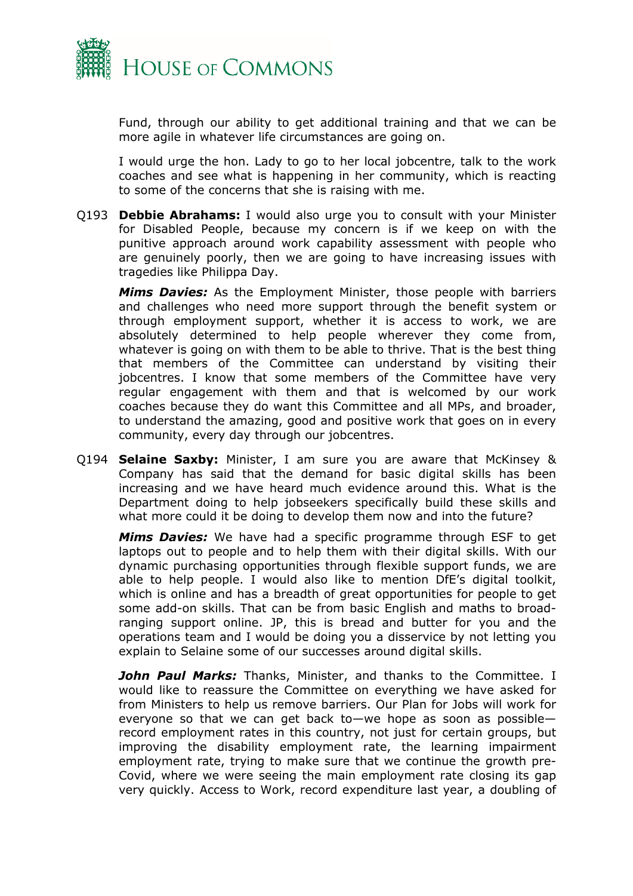Fund, through our ability to get additional training and that we can be more agile in whatever life circumstances are going on.

I would urge the hon. Lady to go to her local jobcentre, talk to the work coaches and see what is happening in her community, which is reacting to some of the concerns that she is raising with me.

Q193 **Debbie Abrahams:** I would also urge you to consult with your Minister for Disabled People, because my concern is if we keep on with the punitive approach around work capability assessment with people who are genuinely poorly, then we are going to have increasing issues with tragedies like Philippa Day.

***Mims Davies:*** As the Employment Minister, those people with barriers and challenges who need more support through the benefit system or through employment support, whether it is access to work, we are absolutely determined to help people wherever they come from, whatever is going on with them to be able to thrive. That is the best thing that members of the Committee can understand by visiting their jobcentres. I know that some members of the Committee have very regular engagement with them and that is welcomed by our work coaches because they do want this Committee and all MPs, and broader, to understand the amazing, good and positive work that goes on in every community, every day through our jobcentres.

Q194 **Selaine Saxby:** Minister, I am sure you are aware that McKinsey & Company has said that the demand for basic digital skills has been increasing and we have heard much evidence around this. What is the Department doing to help jobseekers specifically build these skills and what more could it be doing to develop them now and into the future?

***Mims Davies:*** We have had a specific programme through ESF to get laptops out to people and to help them with their digital skills. With our dynamic purchasing opportunities through flexible support funds, we are able to help people. I would also like to mention DfE's digital toolkit, which is online and has a breadth of great opportunities for people to get some add-on skills. That can be from basic English and maths to broad-ranging support online. JP, this is bread and butter for you and the operations team and I would be doing you a disservice by not letting you explain to Selaine some of our successes around digital skills.

***John Paul Marks:*** Thanks, Minister, and thanks to the Committee. I would like to reassure the Committee on everything we have asked for from Ministers to help us remove barriers. Our Plan for Jobs will work for everyone so that we can get back to—we hope as soon as possible—record employment rates in this country, not just for certain groups, but improving the disability employment rate, the learning impairment employment rate, trying to make sure that we continue the growth pre-Covid, where we were seeing the main employment rate closing its gap very quickly. Access to Work, record expenditure last year, a doubling of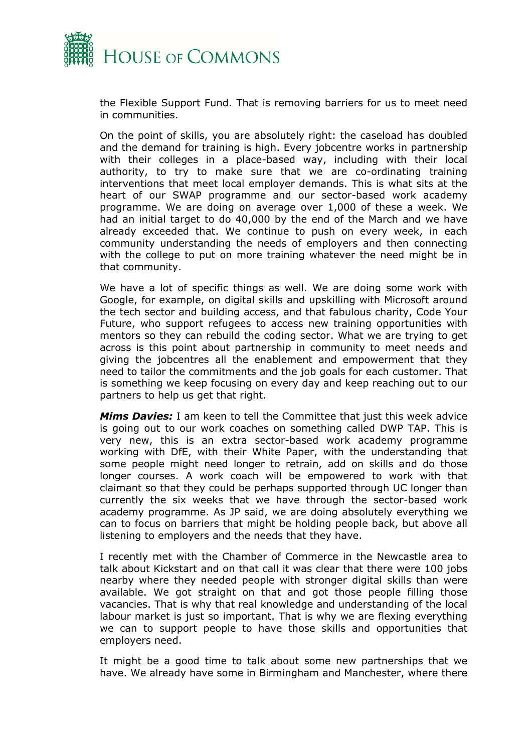the Flexible Support Fund. That is removing barriers for us to meet need in communities.

On the point of skills, you are absolutely right: the caseload has doubled and the demand for training is high. Every jobcentre works in partnership with their colleges in a place-based way, including with their local authority, to try to make sure that we are co-ordinating training interventions that meet local employer demands. This is what sits at the heart of our SWAP programme and our sector-based work academy programme. We are doing on average over 1,000 of these a week. We had an initial target to do 40,000 by the end of the March and we have already exceeded that. We continue to push on every week, in each community understanding the needs of employers and then connecting with the college to put on more training whatever the need might be in that community.

We have a lot of specific things as well. We are doing some work with Google, for example, on digital skills and upskilling with Microsoft around the tech sector and building access, and that fabulous charity, Code Your Future, who support refugees to access new training opportunities with mentors so they can rebuild the coding sector. What we are trying to get across is this point about partnership in community to meet needs and giving the jobcentres all the enablement and empowerment that they need to tailor the commitments and the job goals for each customer. That is something we keep focusing on every day and keep reaching out to our partners to help us get that right.

***Mims Davies:*** I am keen to tell the Committee that just this week advice is going out to our work coaches on something called DWP TAP. This is very new, this is an extra sector-based work academy programme working with DfE, with their White Paper, with the understanding that some people might need longer to retrain, add on skills and do those longer courses. A work coach will be empowered to work with that claimant so that they could be perhaps supported through UC longer than currently the six weeks that we have through the sector-based work academy programme. As JP said, we are doing absolutely everything we can to focus on barriers that might be holding people back, but above all listening to employers and the needs that they have.

I recently met with the Chamber of Commerce in the Newcastle area to talk about Kickstart and on that call it was clear that there were 100 jobs nearby where they needed people with stronger digital skills than were available. We got straight on that and got those people filling those vacancies. That is why that real knowledge and understanding of the local labour market is just so important. That is why we are flexing everything we can to support people to have those skills and opportunities that employers need.

It might be a good time to talk about some new partnerships that we have. We already have some in Birmingham and Manchester, where there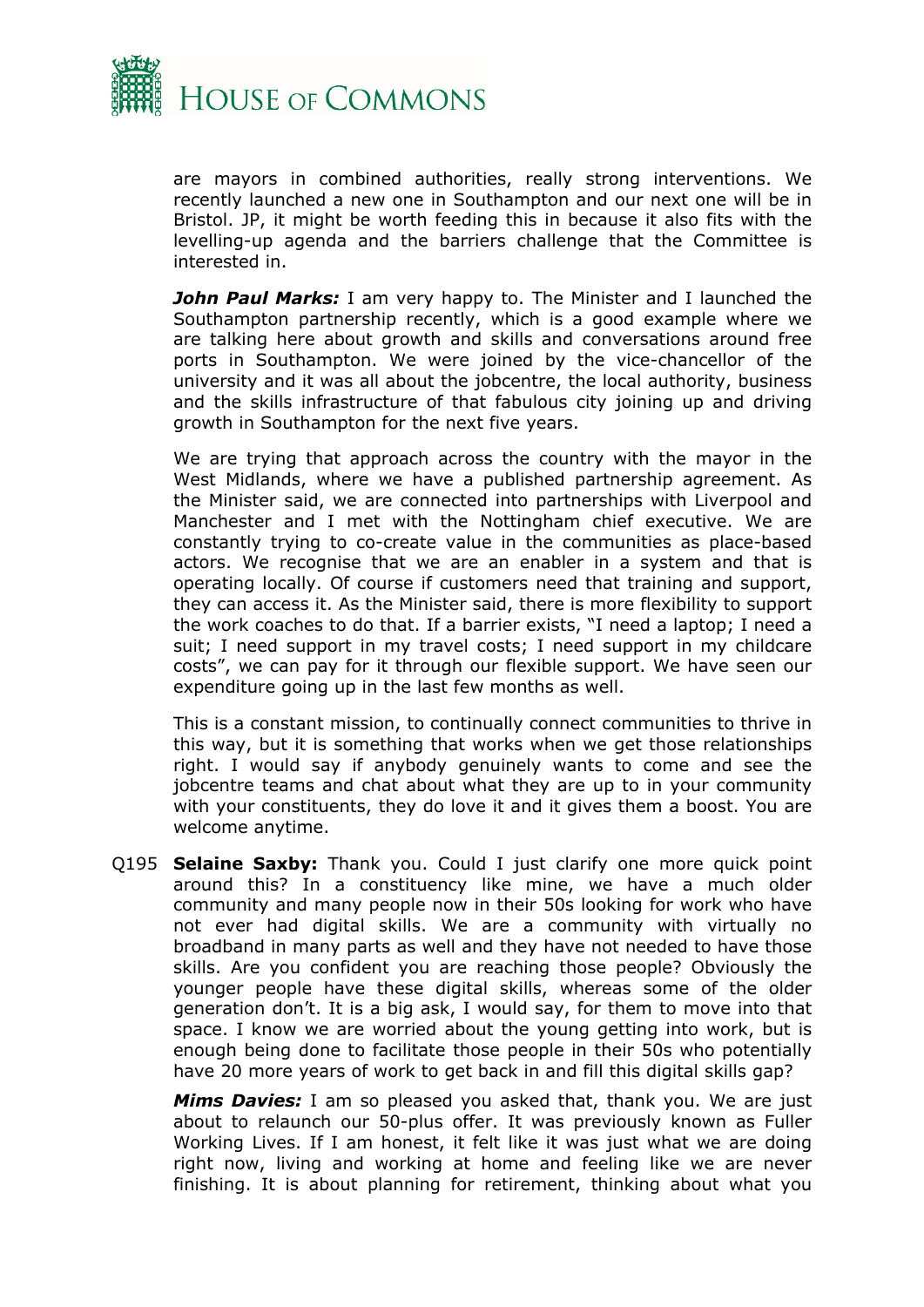are mayors in combined authorities, really strong interventions. We recently launched a new one in Southampton and our next one will be in Bristol. JP, it might be worth feeding this in because it also fits with the levelling-up agenda and the barriers challenge that the Committee is interested in.

***John Paul Marks:*** I am very happy to. The Minister and I launched the Southampton partnership recently, which is a good example where we are talking here about growth and skills and conversations around free ports in Southampton. We were joined by the vice-chancellor of the university and it was all about the jobcentre, the local authority, business and the skills infrastructure of that fabulous city joining up and driving growth in Southampton for the next five years.

We are trying that approach across the country with the mayor in the West Midlands, where we have a published partnership agreement. As the Minister said, we are connected into partnerships with Liverpool and Manchester and I met with the Nottingham chief executive. We are constantly trying to co-create value in the communities as place-based actors. We recognise that we are an enabler in a system and that is operating locally. Of course if customers need that training and support, they can access it. As the Minister said, there is more flexibility to support the work coaches to do that. If a barrier exists, "I need a laptop; I need a suit; I need support in my travel costs; I need support in my childcare costs", we can pay for it through our flexible support. We have seen our expenditure going up in the last few months as well.

This is a constant mission, to continually connect communities to thrive in this way, but it is something that works when we get those relationships right. I would say if anybody genuinely wants to come and see the jobcentre teams and chat about what they are up to in your community with your constituents, they do love it and it gives them a boost. You are welcome anytime.

Q195 **Selaine Saxby:** Thank you. Could I just clarify one more quick point around this? In a constituency like mine, we have a much older community and many people now in their 50s looking for work who have not ever had digital skills. We are a community with virtually no broadband in many parts as well and they have not needed to have those skills. Are you confident you are reaching those people? Obviously the younger people have these digital skills, whereas some of the older generation don't. It is a big ask, I would say, for them to move into that space. I know we are worried about the young getting into work, but is enough being done to facilitate those people in their 50s who potentially have 20 more years of work to get back in and fill this digital skills gap?

***Mims Davies:*** I am so pleased you asked that, thank you. We are just about to relaunch our 50-plus offer. It was previously known as Fuller Working Lives. If I am honest, it felt like it was just what we are doing right now, living and working at home and feeling like we are never finishing. It is about planning for retirement, thinking about what you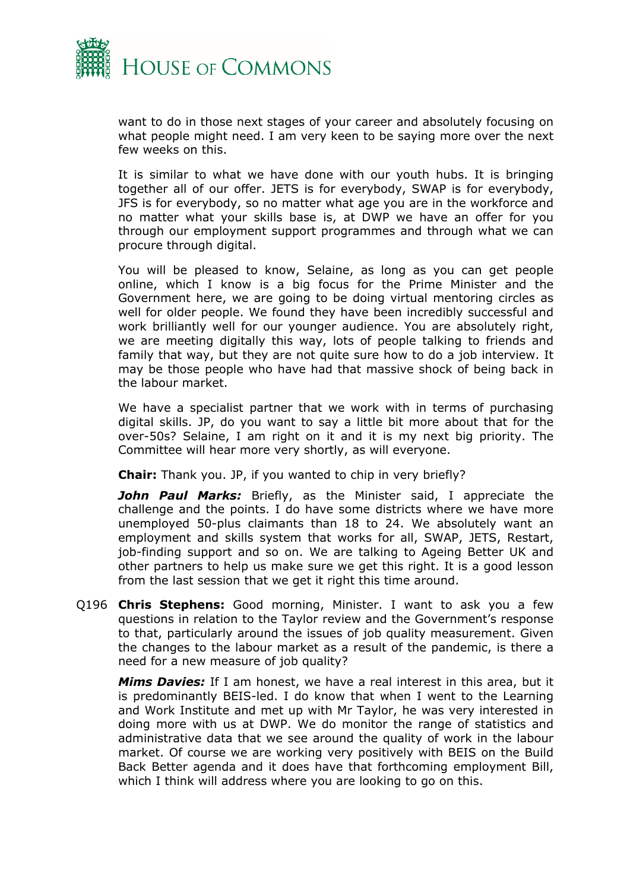want to do in those next stages of your career and absolutely focusing on what people might need. I am very keen to be saying more over the next few weeks on this.

It is similar to what we have done with our youth hubs. It is bringing together all of our offer. JETS is for everybody, SWAP is for everybody, JFS is for everybody, so no matter what age you are in the workforce and no matter what your skills base is, at DWP we have an offer for you through our employment support programmes and through what we can procure through digital.

You will be pleased to know, Selaine, as long as you can get people online, which I know is a big focus for the Prime Minister and the Government here, we are going to be doing virtual mentoring circles as well for older people. We found they have been incredibly successful and work brilliantly well for our younger audience. You are absolutely right, we are meeting digitally this way, lots of people talking to friends and family that way, but they are not quite sure how to do a job interview. It may be those people who have had that massive shock of being back in the labour market.

We have a specialist partner that we work with in terms of purchasing digital skills. JP, do you want to say a little bit more about that for the over-50s? Selaine, I am right on it and it is my next big priority. The Committee will hear more very shortly, as will everyone.

**Chair:** Thank you. JP, if you wanted to chip in very briefly?

***John Paul Marks:*** Briefly, as the Minister said, I appreciate the challenge and the points. I do have some districts where we have more unemployed 50-plus claimants than 18 to 24. We absolutely want an employment and skills system that works for all, SWAP, JETS, Restart, job-finding support and so on. We are talking to Ageing Better UK and other partners to help us make sure we get this right. It is a good lesson from the last session that we get it right this time around.

Q196 **Chris Stephens:** Good morning, Minister. I want to ask you a few questions in relation to the Taylor review and the Government's response to that, particularly around the issues of job quality measurement. Given the changes to the labour market as a result of the pandemic, is there a need for a new measure of job quality?

***Mims Davies:*** If I am honest, we have a real interest in this area, but it is predominantly BEIS-led. I do know that when I went to the Learning and Work Institute and met up with Mr Taylor, he was very interested in doing more with us at DWP. We do monitor the range of statistics and administrative data that we see around the quality of work in the labour market. Of course we are working very positively with BEIS on the Build Back Better agenda and it does have that forthcoming employment Bill, which I think will address where you are looking to go on this.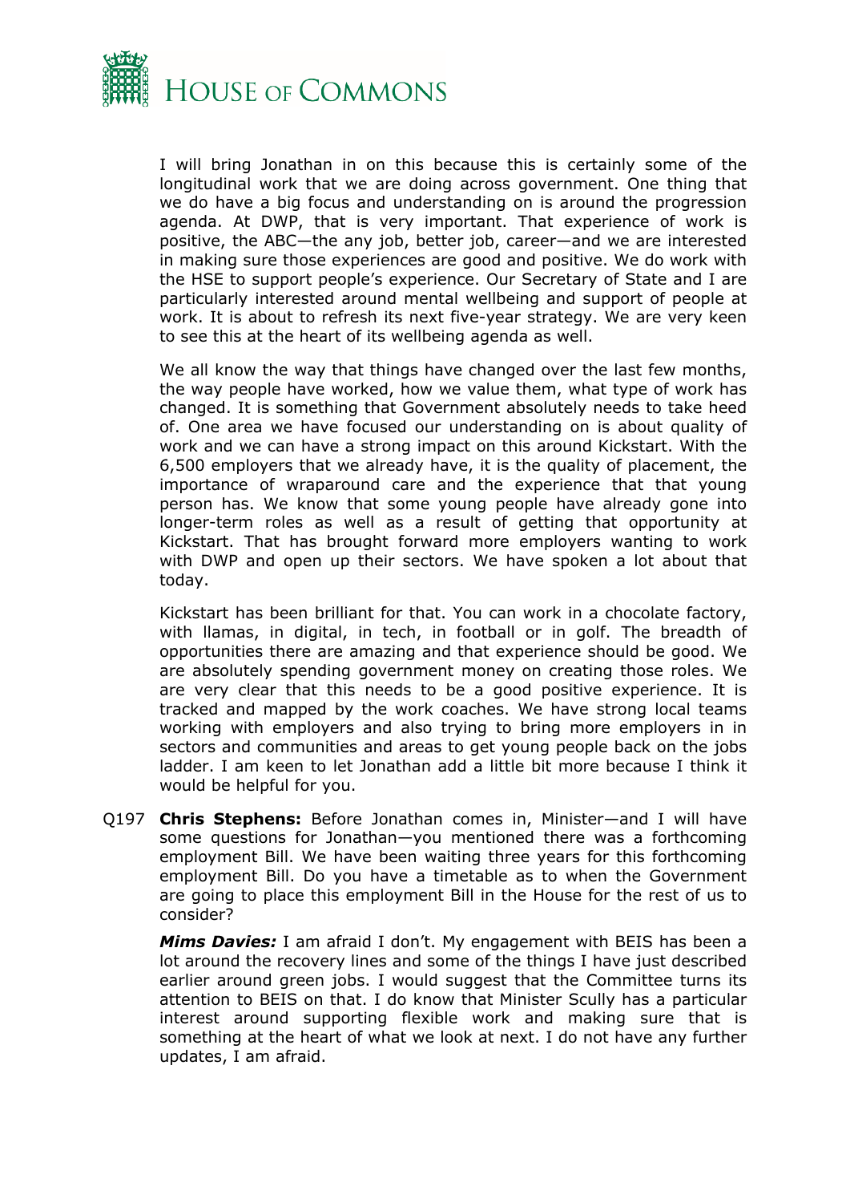I will bring Jonathan in on this because this is certainly some of the longitudinal work that we are doing across government. One thing that we do have a big focus and understanding on is around the progression agenda. At DWP, that is very important. That experience of work is positive, the ABC—the any job, better job, career—and we are interested in making sure those experiences are good and positive. We do work with the HSE to support people's experience. Our Secretary of State and I are particularly interested around mental wellbeing and support of people at work. It is about to refresh its next five-year strategy. We are very keen to see this at the heart of its wellbeing agenda as well.

We all know the way that things have changed over the last few months, the way people have worked, how we value them, what type of work has changed. It is something that Government absolutely needs to take heed of. One area we have focused our understanding on is about quality of work and we can have a strong impact on this around Kickstart. With the 6,500 employers that we already have, it is the quality of placement, the importance of wraparound care and the experience that that young person has. We know that some young people have already gone into longer-term roles as well as a result of getting that opportunity at Kickstart. That has brought forward more employers wanting to work with DWP and open up their sectors. We have spoken a lot about that today.

Kickstart has been brilliant for that. You can work in a chocolate factory, with llamas, in digital, in tech, in football or in golf. The breadth of opportunities there are amazing and that experience should be good. We are absolutely spending government money on creating those roles. We are very clear that this needs to be a good positive experience. It is tracked and mapped by the work coaches. We have strong local teams working with employers and also trying to bring more employers in in sectors and communities and areas to get young people back on the jobs ladder. I am keen to let Jonathan add a little bit more because I think it would be helpful for you.

Q197 **Chris Stephens:** Before Jonathan comes in, Minister—and I will have some questions for Jonathan—you mentioned there was a forthcoming employment Bill. We have been waiting three years for this forthcoming employment Bill. Do you have a timetable as to when the Government are going to place this employment Bill in the House for the rest of us to consider?

***Mims Davies:*** I am afraid I don't. My engagement with BEIS has been a lot around the recovery lines and some of the things I have just described earlier around green jobs. I would suggest that the Committee turns its attention to BEIS on that. I do know that Minister Scully has a particular interest around supporting flexible work and making sure that is something at the heart of what we look at next. I do not have any further updates, I am afraid.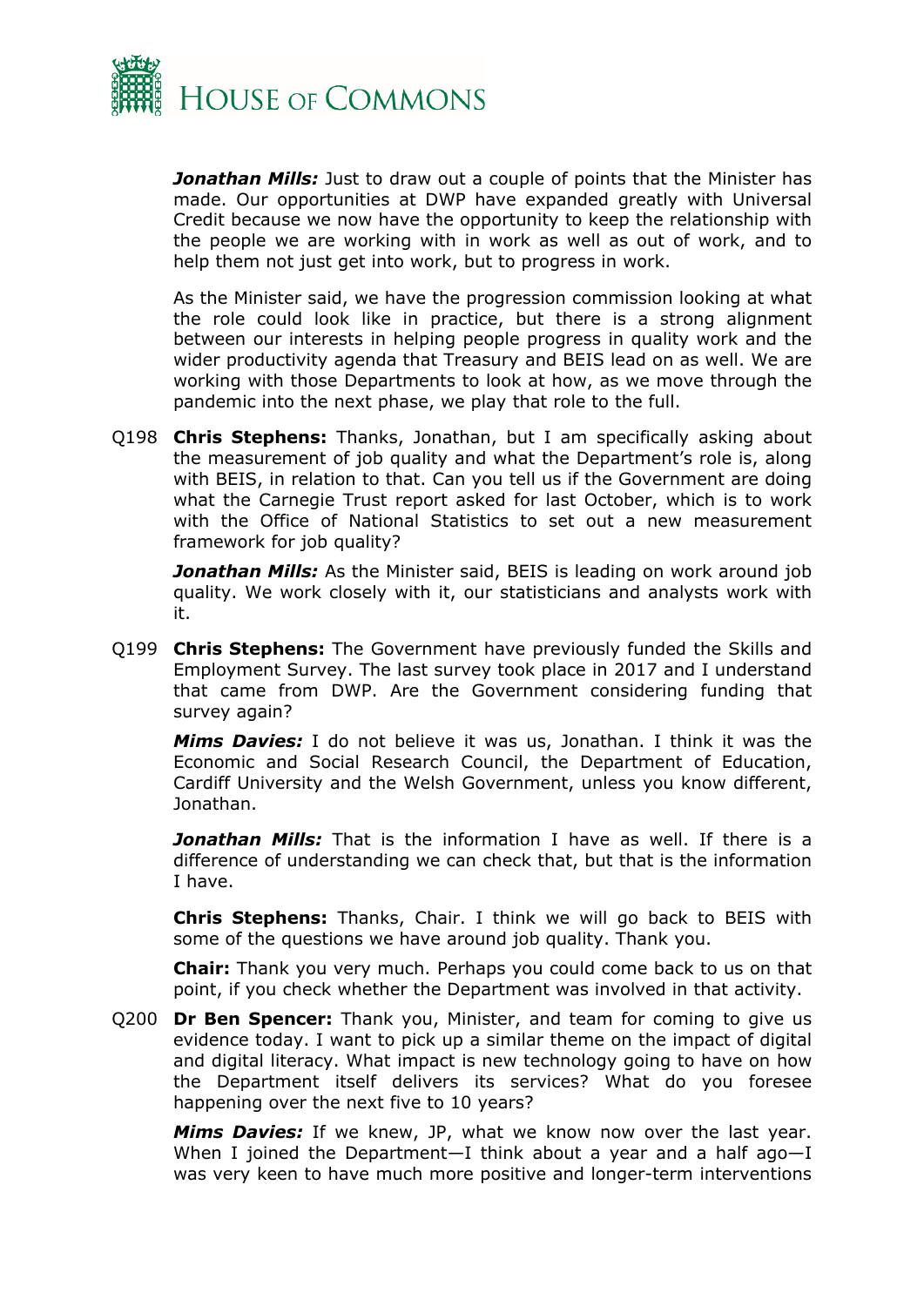***Jonathan Mills:*** Just to draw out a couple of points that the Minister has made. Our opportunities at DWP have expanded greatly with Universal Credit because we now have the opportunity to keep the relationship with the people we are working with in work as well as out of work, and to help them not just get into work, but to progress in work.

As the Minister said, we have the progression commission looking at what the role could look like in practice, but there is a strong alignment between our interests in helping people progress in quality work and the wider productivity agenda that Treasury and BEIS lead on as well. We are working with those Departments to look at how, as we move through the pandemic into the next phase, we play that role to the full.

Q198 **Chris Stephens:** Thanks, Jonathan, but I am specifically asking about the measurement of job quality and what the Department's role is, along with BEIS, in relation to that. Can you tell us if the Government are doing what the Carnegie Trust report asked for last October, which is to work with the Office of National Statistics to set out a new measurement framework for job quality?

***Jonathan Mills:*** As the Minister said, BEIS is leading on work around job quality. We work closely with it, our statisticians and analysts work with it.

Q199 **Chris Stephens:** The Government have previously funded the Skills and Employment Survey. The last survey took place in 2017 and I understand that came from DWP. Are the Government considering funding that survey again?

***Mims Davies:*** I do not believe it was us, Jonathan. I think it was the Economic and Social Research Council, the Department of Education, Cardiff University and the Welsh Government, unless you know different, Jonathan.

***Jonathan Mills:*** That is the information I have as well. If there is a difference of understanding we can check that, but that is the information I have.

**Chris Stephens:** Thanks, Chair. I think we will go back to BEIS with some of the questions we have around job quality. Thank you.

**Chair:** Thank you very much. Perhaps you could come back to us on that point, if you check whether the Department was involved in that activity.

Q200 **Dr Ben Spencer:** Thank you, Minister, and team for coming to give us evidence today. I want to pick up a similar theme on the impact of digital and digital literacy. What impact is new technology going to have on how the Department itself delivers its services? What do you foresee happening over the next five to 10 years?

***Mims Davies:*** If we knew, JP, what we know now over the last year. When I joined the Department—I think about a year and a half ago—I was very keen to have much more positive and longer-term interventions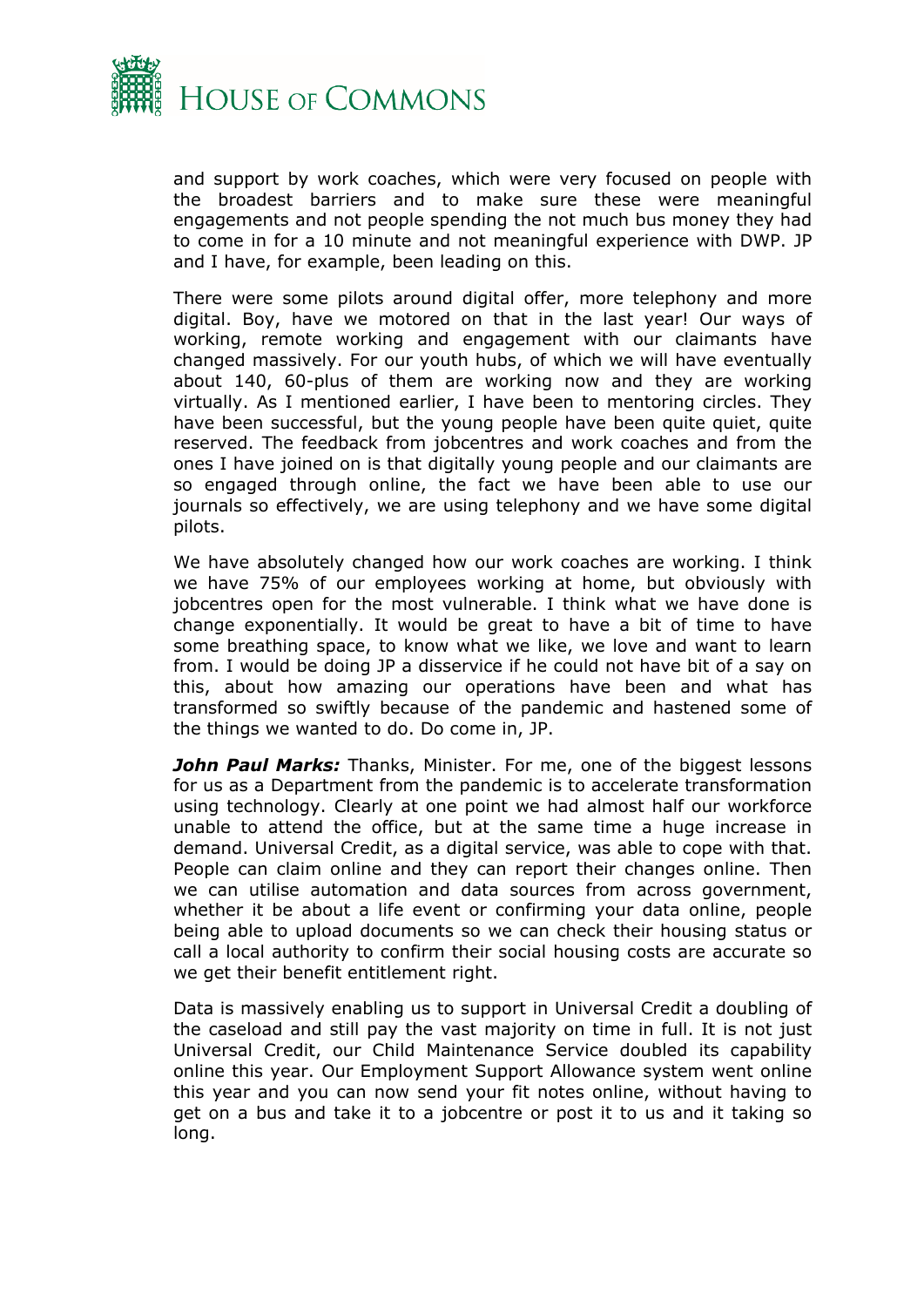and support by work coaches, which were very focused on people with the broadest barriers and to make sure these were meaningful engagements and not people spending the not much bus money they had to come in for a 10 minute and not meaningful experience with DWP. JP and I have, for example, been leading on this.

There were some pilots around digital offer, more telephony and more digital. Boy, have we motored on that in the last year! Our ways of working, remote working and engagement with our claimants have changed massively. For our youth hubs, of which we will have eventually about 140, 60-plus of them are working now and they are working virtually. As I mentioned earlier, I have been to mentoring circles. They have been successful, but the young people have been quite quiet, quite reserved. The feedback from jobcentres and work coaches and from the ones I have joined on is that digitally young people and our claimants are so engaged through online, the fact we have been able to use our journals so effectively, we are using telephony and we have some digital pilots.

We have absolutely changed how our work coaches are working. I think we have 75% of our employees working at home, but obviously with jobcentres open for the most vulnerable. I think what we have done is change exponentially. It would be great to have a bit of time to have some breathing space, to know what we like, we love and want to learn from. I would be doing JP a disservice if he could not have bit of a say on this, about how amazing our operations have been and what has transformed so swiftly because of the pandemic and hastened some of the things we wanted to do. Do come in, JP.

***John Paul Marks:*** Thanks, Minister. For me, one of the biggest lessons for us as a Department from the pandemic is to accelerate transformation using technology. Clearly at one point we had almost half our workforce unable to attend the office, but at the same time a huge increase in demand. Universal Credit, as a digital service, was able to cope with that. People can claim online and they can report their changes online. Then we can utilise automation and data sources from across government, whether it be about a life event or confirming your data online, people being able to upload documents so we can check their housing status or call a local authority to confirm their social housing costs are accurate so we get their benefit entitlement right.

Data is massively enabling us to support in Universal Credit a doubling of the caseload and still pay the vast majority on time in full. It is not just Universal Credit, our Child Maintenance Service doubled its capability online this year. Our Employment Support Allowance system went online this year and you can now send your fit notes online, without having to get on a bus and take it to a jobcentre or post it to us and it taking so long.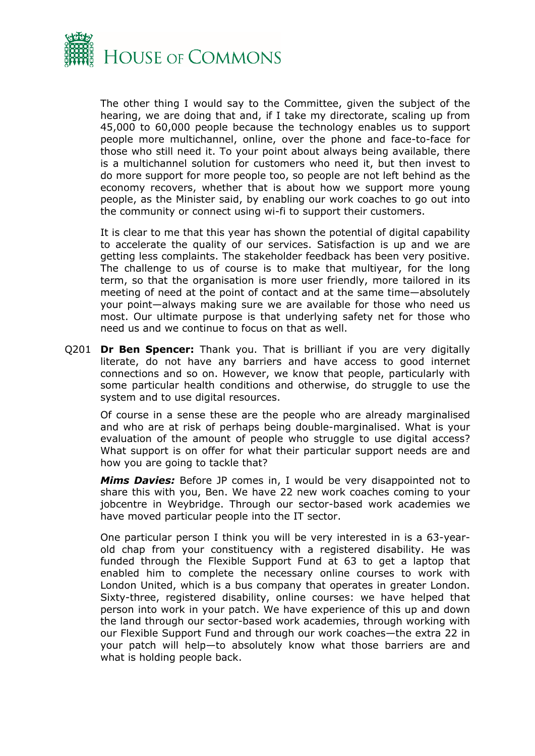The other thing I would say to the Committee, given the subject of the hearing, we are doing that and, if I take my directorate, scaling up from 45,000 to 60,000 people because the technology enables us to support people more multichannel, online, over the phone and face-to-face for those who still need it. To your point about always being available, there is a multichannel solution for customers who need it, but then invest to do more support for more people too, so people are not left behind as the economy recovers, whether that is about how we support more young people, as the Minister said, by enabling our work coaches to go out into the community or connect using wi-fi to support their customers.

It is clear to me that this year has shown the potential of digital capability to accelerate the quality of our services. Satisfaction is up and we are getting less complaints. The stakeholder feedback has been very positive. The challenge to us of course is to make that multiyear, for the long term, so that the organisation is more user friendly, more tailored in its meeting of need at the point of contact and at the same time—absolutely your point—always making sure we are available for those who need us most. Our ultimate purpose is that underlying safety net for those who need us and we continue to focus on that as well.

Q201 **Dr Ben Spencer:** Thank you. That is brilliant if you are very digitally literate, do not have any barriers and have access to good internet connections and so on. However, we know that people, particularly with some particular health conditions and otherwise, do struggle to use the system and to use digital resources.

Of course in a sense these are the people who are already marginalised and who are at risk of perhaps being double-marginalised. What is your evaluation of the amount of people who struggle to use digital access? What support is on offer for what their particular support needs are and how you are going to tackle that?

***Mims Davies:*** Before JP comes in, I would be very disappointed not to share this with you, Ben. We have 22 new work coaches coming to your jobcentre in Weybridge. Through our sector-based work academies we have moved particular people into the IT sector.

One particular person I think you will be very interested in is a 63-year-old chap from your constituency with a registered disability. He was funded through the Flexible Support Fund at 63 to get a laptop that enabled him to complete the necessary online courses to work with London United, which is a bus company that operates in greater London. Sixty-three, registered disability, online courses: we have helped that person into work in your patch. We have experience of this up and down the land through our sector-based work academies, through working with our Flexible Support Fund and through our work coaches—the extra 22 in your patch will help—to absolutely know what those barriers are and what is holding people back.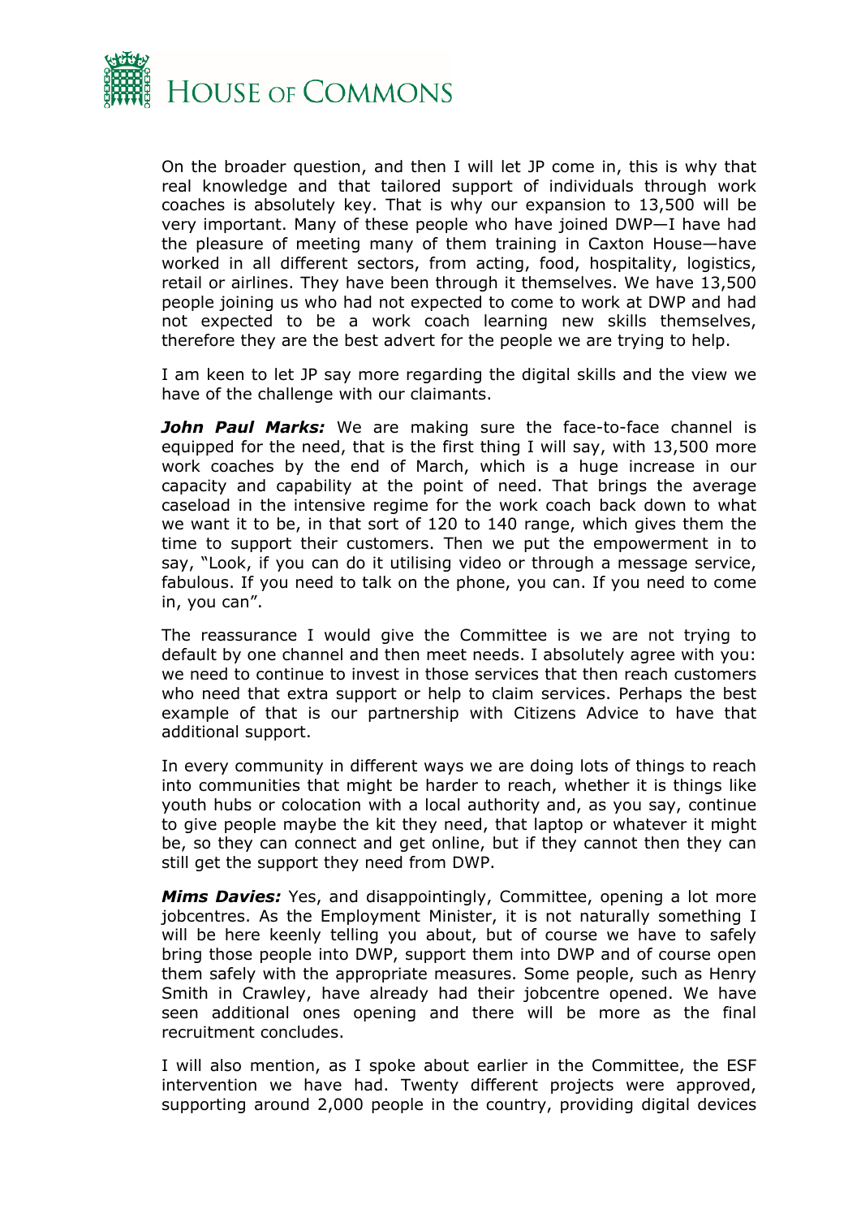On the broader question, and then I will let JP come in, this is why that real knowledge and that tailored support of individuals through work coaches is absolutely key. That is why our expansion to 13,500 will be very important. Many of these people who have joined DWP—I have had the pleasure of meeting many of them training in Caxton House—have worked in all different sectors, from acting, food, hospitality, logistics, retail or airlines. They have been through it themselves. We have 13,500 people joining us who had not expected to come to work at DWP and had not expected to be a work coach learning new skills themselves, therefore they are the best advert for the people we are trying to help.

I am keen to let JP say more regarding the digital skills and the view we have of the challenge with our claimants.

***John Paul Marks:*** We are making sure the face-to-face channel is equipped for the need, that is the first thing I will say, with 13,500 more work coaches by the end of March, which is a huge increase in our capacity and capability at the point of need. That brings the average caseload in the intensive regime for the work coach back down to what we want it to be, in that sort of 120 to 140 range, which gives them the time to support their customers. Then we put the empowerment in to say, "Look, if you can do it utilising video or through a message service, fabulous. If you need to talk on the phone, you can. If you need to come in, you can".

The reassurance I would give the Committee is we are not trying to default by one channel and then meet needs. I absolutely agree with you: we need to continue to invest in those services that then reach customers who need that extra support or help to claim services. Perhaps the best example of that is our partnership with Citizens Advice to have that additional support.

In every community in different ways we are doing lots of things to reach into communities that might be harder to reach, whether it is things like youth hubs or colocation with a local authority and, as you say, continue to give people maybe the kit they need, that laptop or whatever it might be, so they can connect and get online, but if they cannot then they can still get the support they need from DWP.

***Mims Davies:*** Yes, and disappointingly, Committee, opening a lot more jobcentres. As the Employment Minister, it is not naturally something I will be here keenly telling you about, but of course we have to safely bring those people into DWP, support them into DWP and of course open them safely with the appropriate measures. Some people, such as Henry Smith in Crawley, have already had their jobcentre opened. We have seen additional ones opening and there will be more as the final recruitment concludes.

I will also mention, as I spoke about earlier in the Committee, the ESF intervention we have had. Twenty different projects were approved, supporting around 2,000 people in the country, providing digital devices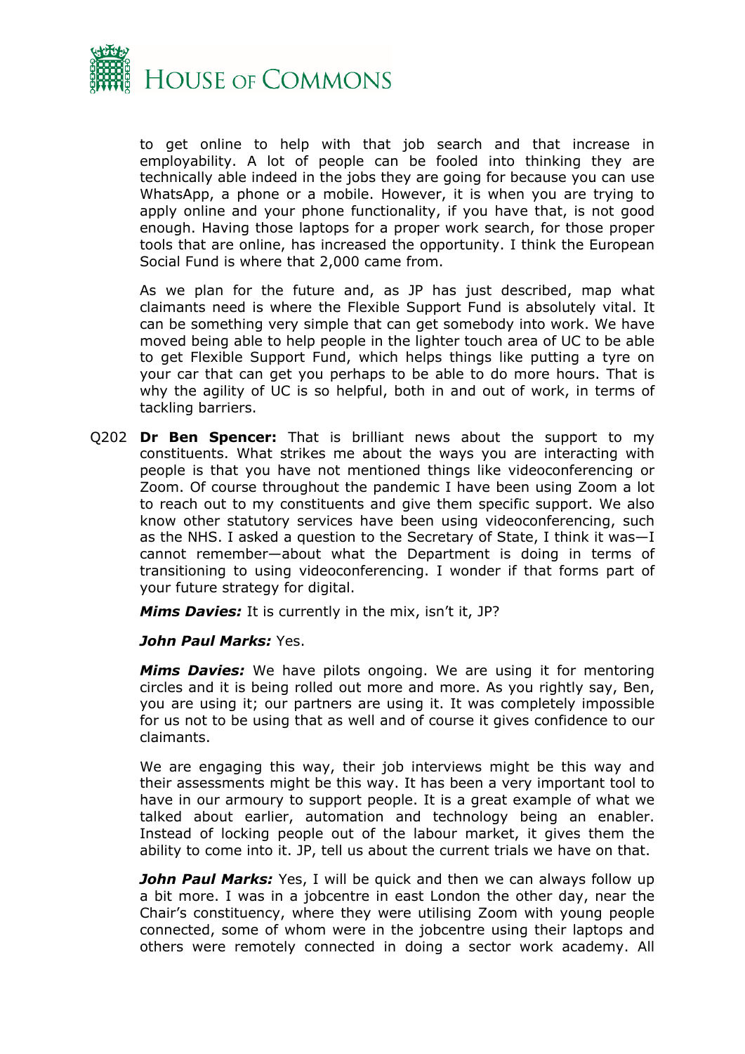to get online to help with that job search and that increase in employability. A lot of people can be fooled into thinking they are technically able indeed in the jobs they are going for because you can use WhatsApp, a phone or a mobile. However, it is when you are trying to apply online and your phone functionality, if you have that, is not good enough. Having those laptops for a proper work search, for those proper tools that are online, has increased the opportunity. I think the European Social Fund is where that 2,000 came from.

As we plan for the future and, as JP has just described, map what claimants need is where the Flexible Support Fund is absolutely vital. It can be something very simple that can get somebody into work. We have moved being able to help people in the lighter touch area of UC to be able to get Flexible Support Fund, which helps things like putting a tyre on your car that can get you perhaps to be able to do more hours. That is why the agility of UC is so helpful, both in and out of work, in terms of tackling barriers.

Q202 **Dr Ben Spencer:** That is brilliant news about the support to my constituents. What strikes me about the ways you are interacting with people is that you have not mentioned things like videoconferencing or Zoom. Of course throughout the pandemic I have been using Zoom a lot to reach out to my constituents and give them specific support. We also know other statutory services have been using videoconferencing, such as the NHS. I asked a question to the Secretary of State, I think it was—I cannot remember—about what the Department is doing in terms of transitioning to using videoconferencing. I wonder if that forms part of your future strategy for digital.

***Mims Davies:*** It is currently in the mix, isn't it, JP?

***John Paul Marks:*** Yes.

***Mims Davies:*** We have pilots ongoing. We are using it for mentoring circles and it is being rolled out more and more. As you rightly say, Ben, you are using it; our partners are using it. It was completely impossible for us not to be using that as well and of course it gives confidence to our claimants.

We are engaging this way, their job interviews might be this way and their assessments might be this way. It has been a very important tool to have in our armoury to support people. It is a great example of what we talked about earlier, automation and technology being an enabler. Instead of locking people out of the labour market, it gives them the ability to come into it. JP, tell us about the current trials we have on that.

***John Paul Marks:*** Yes, I will be quick and then we can always follow up a bit more. I was in a jobcentre in east London the other day, near the Chair's constituency, where they were utilising Zoom with young people connected, some of whom were in the jobcentre using their laptops and others were remotely connected in doing a sector work academy. All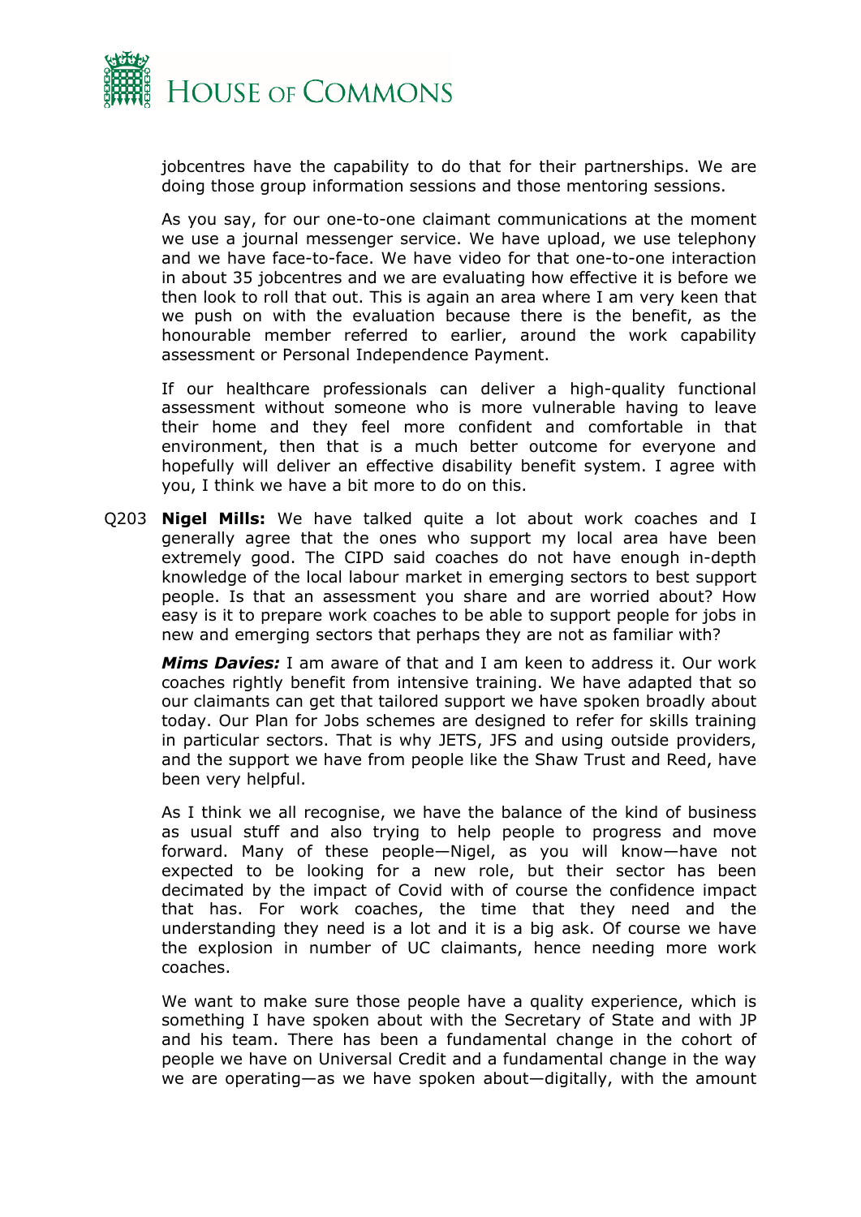jobcentres have the capability to do that for their partnerships. We are doing those group information sessions and those mentoring sessions.

As you say, for our one-to-one claimant communications at the moment we use a journal messenger service. We have upload, we use telephony and we have face-to-face. We have video for that one-to-one interaction in about 35 jobcentres and we are evaluating how effective it is before we then look to roll that out. This is again an area where I am very keen that we push on with the evaluation because there is the benefit, as the honourable member referred to earlier, around the work capability assessment or Personal Independence Payment.

If our healthcare professionals can deliver a high-quality functional assessment without someone who is more vulnerable having to leave their home and they feel more confident and comfortable in that environment, then that is a much better outcome for everyone and hopefully will deliver an effective disability benefit system. I agree with you, I think we have a bit more to do on this.

Q203 **Nigel Mills:** We have talked quite a lot about work coaches and I generally agree that the ones who support my local area have been extremely good. The CIPD said coaches do not have enough in-depth knowledge of the local labour market in emerging sectors to best support people. Is that an assessment you share and are worried about? How easy is it to prepare work coaches to be able to support people for jobs in new and emerging sectors that perhaps they are not as familiar with?

***Mims Davies:*** I am aware of that and I am keen to address it. Our work coaches rightly benefit from intensive training. We have adapted that so our claimants can get that tailored support we have spoken broadly about today. Our Plan for Jobs schemes are designed to refer for skills training in particular sectors. That is why JETS, JFS and using outside providers, and the support we have from people like the Shaw Trust and Reed, have been very helpful.

As I think we all recognise, we have the balance of the kind of business as usual stuff and also trying to help people to progress and move forward. Many of these people—Nigel, as you will know—have not expected to be looking for a new role, but their sector has been decimated by the impact of Covid with of course the confidence impact that has. For work coaches, the time that they need and the understanding they need is a lot and it is a big ask. Of course we have the explosion in number of UC claimants, hence needing more work coaches.

We want to make sure those people have a quality experience, which is something I have spoken about with the Secretary of State and with JP and his team. There has been a fundamental change in the cohort of people we have on Universal Credit and a fundamental change in the way we are operating—as we have spoken about—digitally, with the amount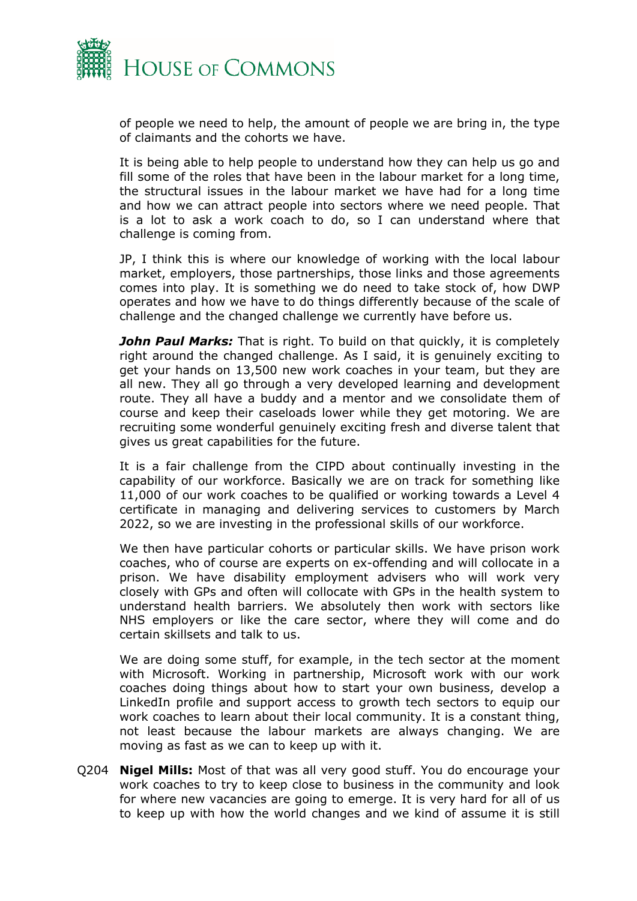of people we need to help, the amount of people we are bring in, the type of claimants and the cohorts we have.

It is being able to help people to understand how they can help us go and fill some of the roles that have been in the labour market for a long time, the structural issues in the labour market we have had for a long time and how we can attract people into sectors where we need people. That is a lot to ask a work coach to do, so I can understand where that challenge is coming from.

JP, I think this is where our knowledge of working with the local labour market, employers, those partnerships, those links and those agreements comes into play. It is something we do need to take stock of, how DWP operates and how we have to do things differently because of the scale of challenge and the changed challenge we currently have before us.

***John Paul Marks:*** That is right. To build on that quickly, it is completely right around the changed challenge. As I said, it is genuinely exciting to get your hands on 13,500 new work coaches in your team, but they are all new. They all go through a very developed learning and development route. They all have a buddy and a mentor and we consolidate them of course and keep their caseloads lower while they get motoring. We are recruiting some wonderful genuinely exciting fresh and diverse talent that gives us great capabilities for the future.

It is a fair challenge from the CIPD about continually investing in the capability of our workforce. Basically we are on track for something like 11,000 of our work coaches to be qualified or working towards a Level 4 certificate in managing and delivering services to customers by March 2022, so we are investing in the professional skills of our workforce.

We then have particular cohorts or particular skills. We have prison work coaches, who of course are experts on ex-offending and will collocate in a prison. We have disability employment advisers who will work very closely with GPs and often will collocate with GPs in the health system to understand health barriers. We absolutely then work with sectors like NHS employers or like the care sector, where they will come and do certain skillsets and talk to us.

We are doing some stuff, for example, in the tech sector at the moment with Microsoft. Working in partnership, Microsoft work with our work coaches doing things about how to start your own business, develop a LinkedIn profile and support access to growth tech sectors to equip our work coaches to learn about their local community. It is a constant thing, not least because the labour markets are always changing. We are moving as fast as we can to keep up with it.

Q204 **Nigel Mills:** Most of that was all very good stuff. You do encourage your work coaches to try to keep close to business in the community and look for where new vacancies are going to emerge. It is very hard for all of us to keep up with how the world changes and we kind of assume it is still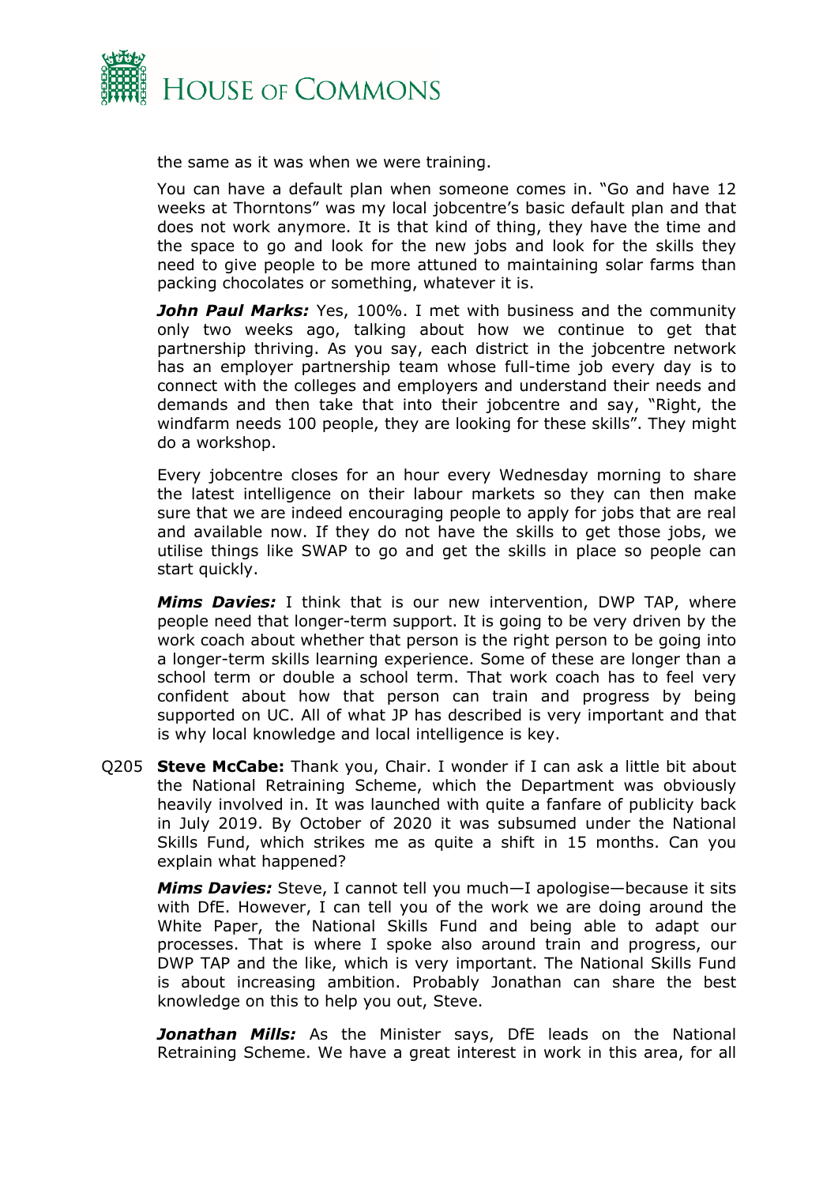the same as it was when we were training.

You can have a default plan when someone comes in. “Go and have 12 weeks at Thorntons” was my local jobcentre’s basic default plan and that does not work anymore. It is that kind of thing, they have the time and the space to go and look for the new jobs and look for the skills they need to give people to be more attuned to maintaining solar farms than packing chocolates or something, whatever it is.

***John Paul Marks:*** Yes, 100%. I met with business and the community only two weeks ago, talking about how we continue to get that partnership thriving. As you say, each district in the jobcentre network has an employer partnership team whose full-time job every day is to connect with the colleges and employers and understand their needs and demands and then take that into their jobcentre and say, “Right, the windfarm needs 100 people, they are looking for these skills”. They might do a workshop.

Every jobcentre closes for an hour every Wednesday morning to share the latest intelligence on their labour markets so they can then make sure that we are indeed encouraging people to apply for jobs that are real and available now. If they do not have the skills to get those jobs, we utilise things like SWAP to go and get the skills in place so people can start quickly.

***Mims Davies:*** I think that is our new intervention, DWP TAP, where people need that longer-term support. It is going to be very driven by the work coach about whether that person is the right person to be going into a longer-term skills learning experience. Some of these are longer than a school term or double a school term. That work coach has to feel very confident about how that person can train and progress by being supported on UC. All of what JP has described is very important and that is why local knowledge and local intelligence is key.

Q205 **Steve McCabe:** Thank you, Chair. I wonder if I can ask a little bit about the National Retraining Scheme, which the Department was obviously heavily involved in. It was launched with quite a fanfare of publicity back in July 2019. By October of 2020 it was subsumed under the National Skills Fund, which strikes me as quite a shift in 15 months. Can you explain what happened?

***Mims Davies:*** Steve, I cannot tell you much—I apologise—because it sits with DfE. However, I can tell you of the work we are doing around the White Paper, the National Skills Fund and being able to adapt our processes. That is where I spoke also around train and progress, our DWP TAP and the like, which is very important. The National Skills Fund is about increasing ambition. Probably Jonathan can share the best knowledge on this to help you out, Steve.

***Jonathan Mills:*** As the Minister says, DfE leads on the National Retraining Scheme. We have a great interest in work in this area, for all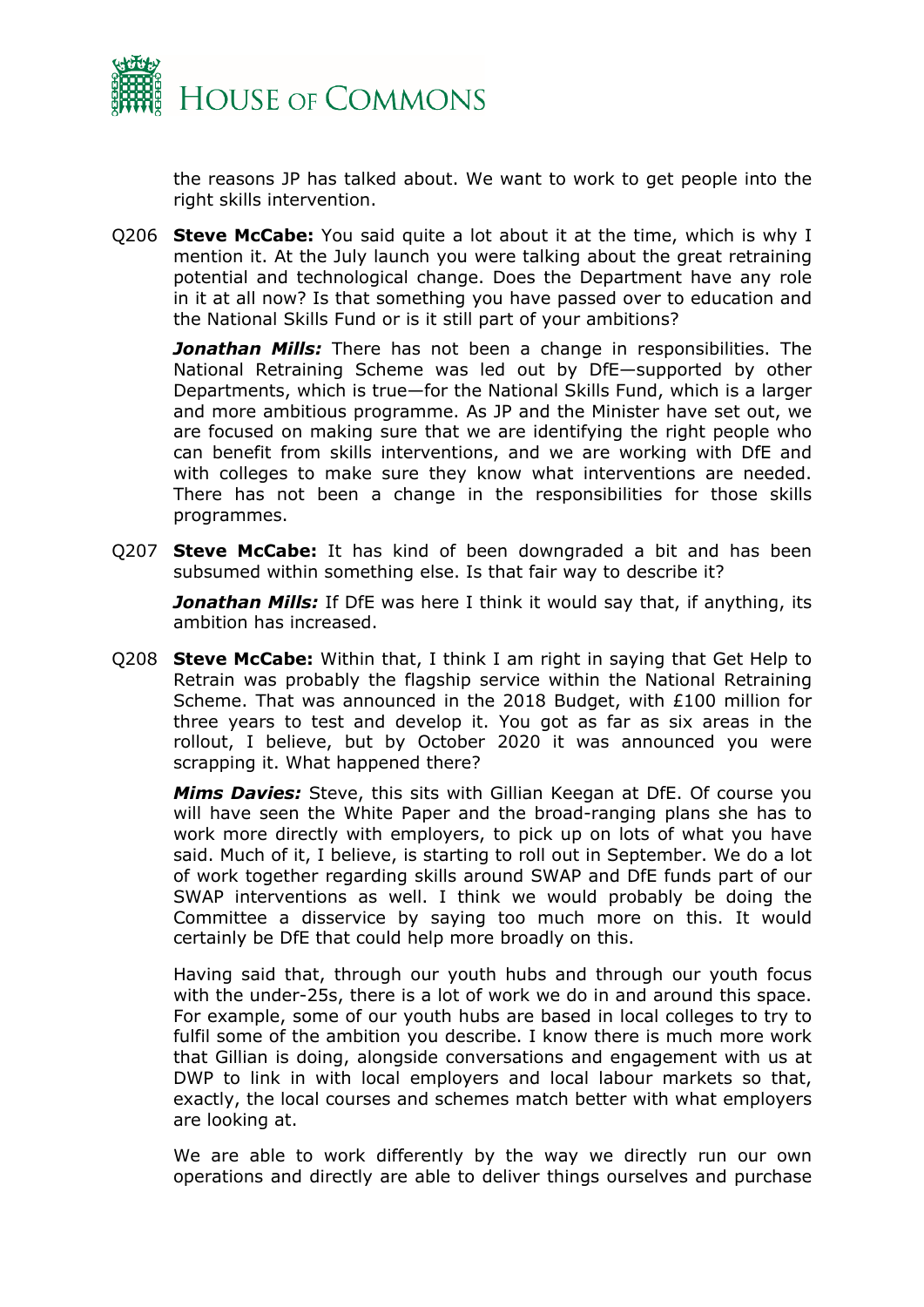the reasons JP has talked about. We want to work to get people into the right skills intervention.

Q206 **Steve McCabe:** You said quite a lot about it at the time, which is why I mention it. At the July launch you were talking about the great retraining potential and technological change. Does the Department have any role in it at all now? Is that something you have passed over to education and the National Skills Fund or is it still part of your ambitions?

***Jonathan Mills:*** There has not been a change in responsibilities. The National Retraining Scheme was led out by DfE—supported by other Departments, which is true—for the National Skills Fund, which is a larger and more ambitious programme. As JP and the Minister have set out, we are focused on making sure that we are identifying the right people who can benefit from skills interventions, and we are working with DfE and with colleges to make sure they know what interventions are needed. There has not been a change in the responsibilities for those skills programmes.

Q207 **Steve McCabe:** It has kind of been downgraded a bit and has been subsumed within something else. Is that fair way to describe it?

***Jonathan Mills:*** If DfE was here I think it would say that, if anything, its ambition has increased.

Q208 **Steve McCabe:** Within that, I think I am right in saying that Get Help to Retrain was probably the flagship service within the National Retraining Scheme. That was announced in the 2018 Budget, with £100 million for three years to test and develop it. You got as far as six areas in the rollout, I believe, but by October 2020 it was announced you were scrapping it. What happened there?

***Mims Davies:*** Steve, this sits with Gillian Keegan at DfE. Of course you will have seen the White Paper and the broad-ranging plans she has to work more directly with employers, to pick up on lots of what you have said. Much of it, I believe, is starting to roll out in September. We do a lot of work together regarding skills around SWAP and DfE funds part of our SWAP interventions as well. I think we would probably be doing the Committee a disservice by saying too much more on this. It would certainly be DfE that could help more broadly on this.

Having said that, through our youth hubs and through our youth focus with the under-25s, there is a lot of work we do in and around this space. For example, some of our youth hubs are based in local colleges to try to fulfil some of the ambition you describe. I know there is much more work that Gillian is doing, alongside conversations and engagement with us at DWP to link in with local employers and local labour markets so that, exactly, the local courses and schemes match better with what employers are looking at.

We are able to work differently by the way we directly run our own operations and directly are able to deliver things ourselves and purchase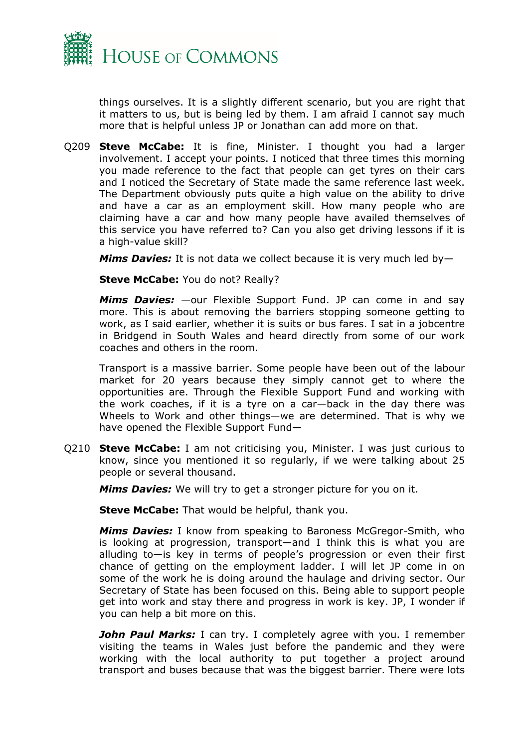things ourselves. It is a slightly different scenario, but you are right that it matters to us, but is being led by them. I am afraid I cannot say much more that is helpful unless JP or Jonathan can add more on that.

Q209 **Steve McCabe:** It is fine, Minister. I thought you had a larger involvement. I accept your points. I noticed that three times this morning you made reference to the fact that people can get tyres on their cars and I noticed the Secretary of State made the same reference last week. The Department obviously puts quite a high value on the ability to drive and have a car as an employment skill. How many people who are claiming have a car and how many people have availed themselves of this service you have referred to? Can you also get driving lessons if it is a high-value skill?

***Mims Davies:*** It is not data we collect because it is very much led by—

**Steve McCabe:** You do not? Really?

***Mims Davies:*** —our Flexible Support Fund. JP can come in and say more. This is about removing the barriers stopping someone getting to work, as I said earlier, whether it is suits or bus fares. I sat in a jobcentre in Bridgend in South Wales and heard directly from some of our work coaches and others in the room.

Transport is a massive barrier. Some people have been out of the labour market for 20 years because they simply cannot get to where the opportunities are. Through the Flexible Support Fund and working with the work coaches, if it is a tyre on a car—back in the day there was Wheels to Work and other things—we are determined. That is why we have opened the Flexible Support Fund—

Q210 **Steve McCabe:** I am not criticising you, Minister. I was just curious to know, since you mentioned it so regularly, if we were talking about 25 people or several thousand.

***Mims Davies:*** We will try to get a stronger picture for you on it.

**Steve McCabe:** That would be helpful, thank you.

***Mims Davies:*** I know from speaking to Baroness McGregor-Smith, who is looking at progression, transport—and I think this is what you are alluding to—is key in terms of people's progression or even their first chance of getting on the employment ladder. I will let JP come in on some of the work he is doing around the haulage and driving sector. Our Secretary of State has been focused on this. Being able to support people get into work and stay there and progress in work is key. JP, I wonder if you can help a bit more on this.

***John Paul Marks:*** I can try. I completely agree with you. I remember visiting the teams in Wales just before the pandemic and they were working with the local authority to put together a project around transport and buses because that was the biggest barrier. There were lots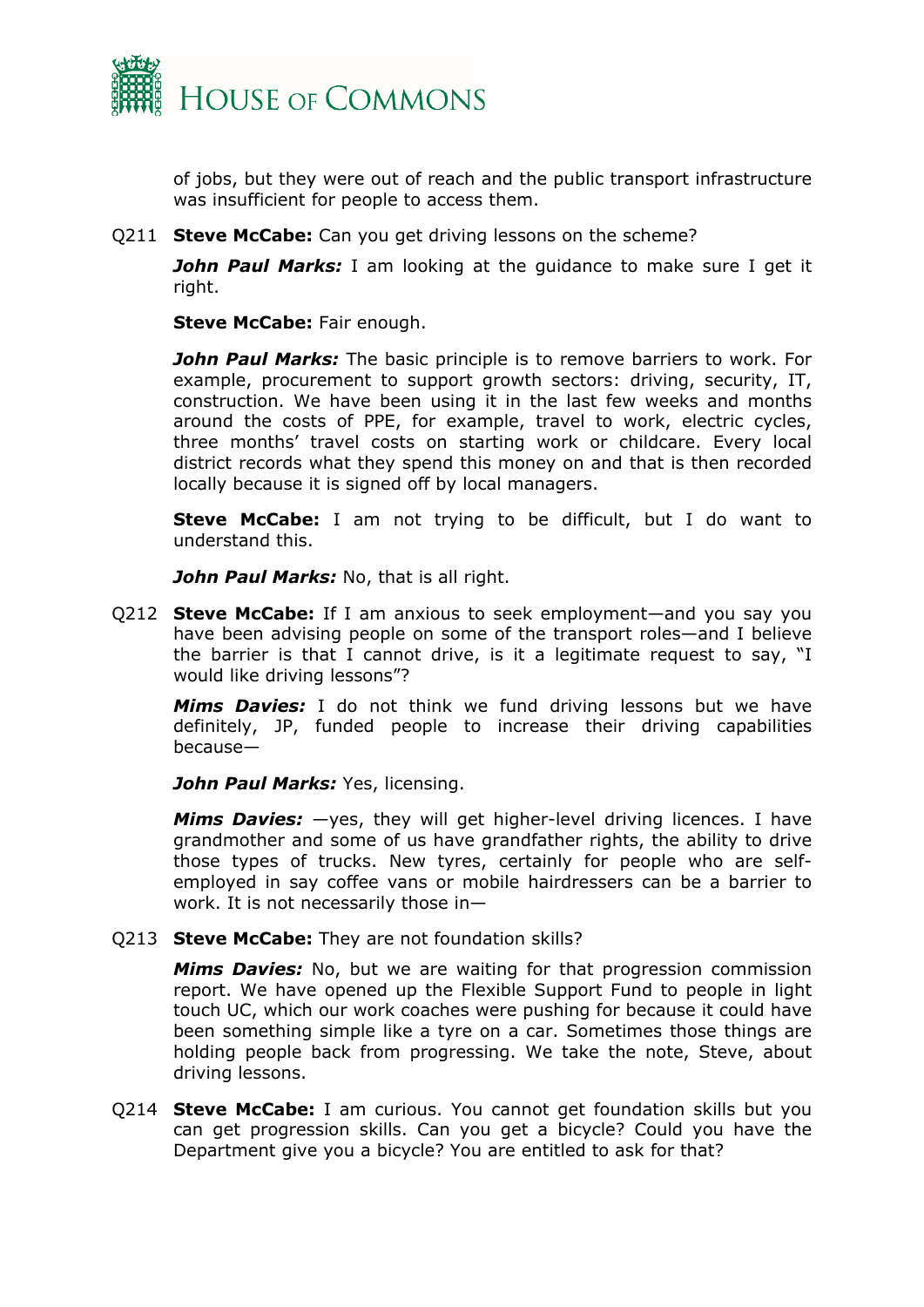of jobs, but they were out of reach and the public transport infrastructure was insufficient for people to access them.

Q211 **Steve McCabe:** Can you get driving lessons on the scheme?

***John Paul Marks:*** I am looking at the guidance to make sure I get it right.

**Steve McCabe:** Fair enough.

***John Paul Marks:*** The basic principle is to remove barriers to work. For example, procurement to support growth sectors: driving, security, IT, construction. We have been using it in the last few weeks and months around the costs of PPE, for example, travel to work, electric cycles, three months' travel costs on starting work or childcare. Every local district records what they spend this money on and that is then recorded locally because it is signed off by local managers.

**Steve McCabe:** I am not trying to be difficult, but I do want to understand this.

***John Paul Marks:*** No, that is all right.

Q212 **Steve McCabe:** If I am anxious to seek employment—and you say you have been advising people on some of the transport roles—and I believe the barrier is that I cannot drive, is it a legitimate request to say, "I would like driving lessons"?

***Mims Davies:*** I do not think we fund driving lessons but we have definitely, JP, funded people to increase their driving capabilities because—

***John Paul Marks:*** Yes, licensing.

***Mims Davies:*** —yes, they will get higher-level driving licences. I have grandmother and some of us have grandfather rights, the ability to drive those types of trucks. New tyres, certainly for people who are self-employed in say coffee vans or mobile hairdressers can be a barrier to work. It is not necessarily those in—

Q213 **Steve McCabe:** They are not foundation skills?

***Mims Davies:*** No, but we are waiting for that progression commission report. We have opened up the Flexible Support Fund to people in light touch UC, which our work coaches were pushing for because it could have been something simple like a tyre on a car. Sometimes those things are holding people back from progressing. We take the note, Steve, about driving lessons.

Q214 **Steve McCabe:** I am curious. You cannot get foundation skills but you can get progression skills. Can you get a bicycle? Could you have the Department give you a bicycle? You are entitled to ask for that?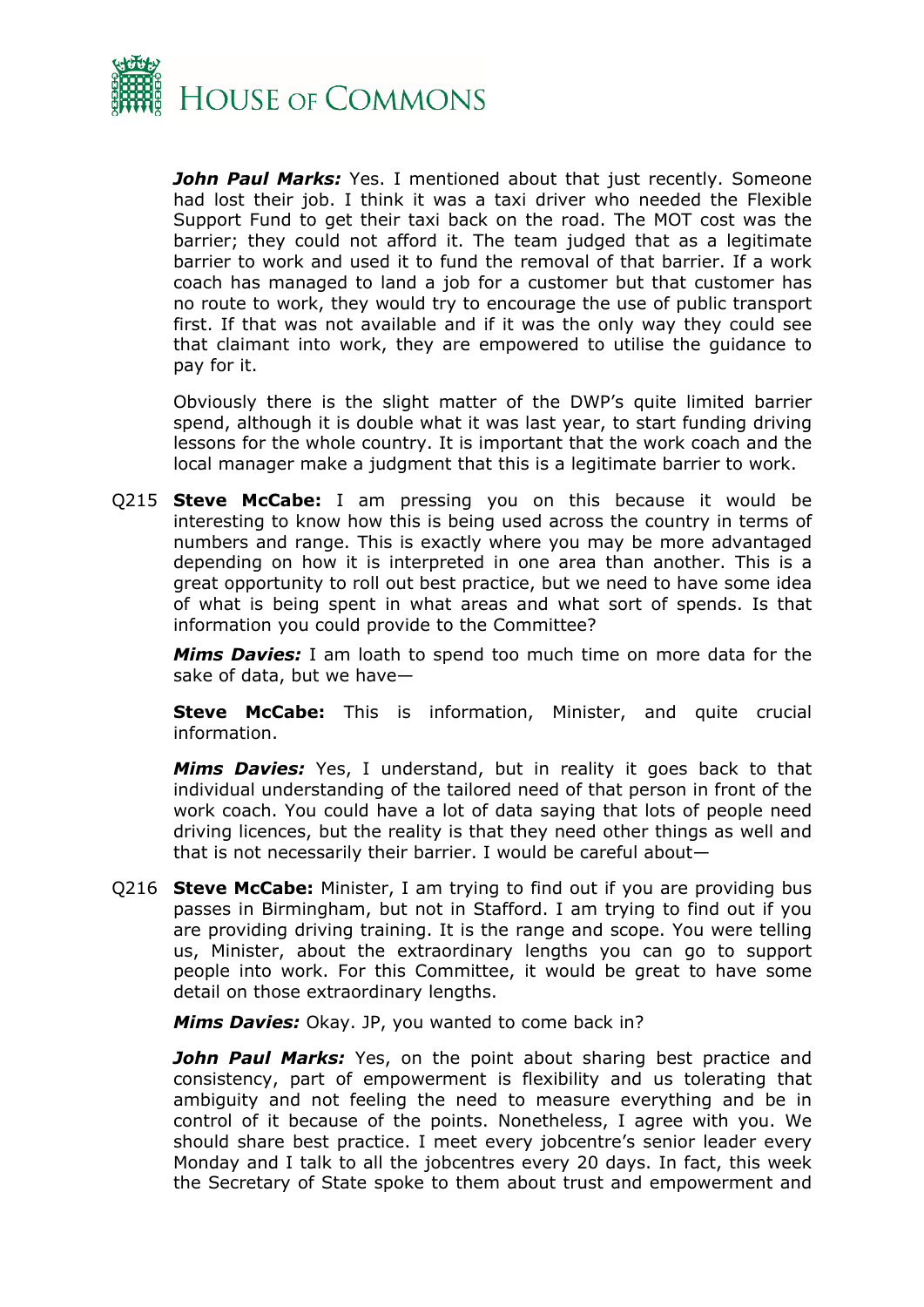***John Paul Marks:*** Yes. I mentioned about that just recently. Someone had lost their job. I think it was a taxi driver who needed the Flexible Support Fund to get their taxi back on the road. The MOT cost was the barrier; they could not afford it. The team judged that as a legitimate barrier to work and used it to fund the removal of that barrier. If a work coach has managed to land a job for a customer but that customer has no route to work, they would try to encourage the use of public transport first. If that was not available and if it was the only way they could see that claimant into work, they are empowered to utilise the guidance to pay for it.

Obviously there is the slight matter of the DWP's quite limited barrier spend, although it is double what it was last year, to start funding driving lessons for the whole country. It is important that the work coach and the local manager make a judgment that this is a legitimate barrier to work.

Q215 **Steve McCabe:** I am pressing you on this because it would be interesting to know how this is being used across the country in terms of numbers and range. This is exactly where you may be more advantaged depending on how it is interpreted in one area than another. This is a great opportunity to roll out best practice, but we need to have some idea of what is being spent in what areas and what sort of spends. Is that information you could provide to the Committee?

***Mims Davies:*** I am loath to spend too much time on more data for the sake of data, but we have—

**Steve McCabe:** This is information, Minister, and quite crucial information.

***Mims Davies:*** Yes, I understand, but in reality it goes back to that individual understanding of the tailored need of that person in front of the work coach. You could have a lot of data saying that lots of people need driving licences, but the reality is that they need other things as well and that is not necessarily their barrier. I would be careful about—

Q216 **Steve McCabe:** Minister, I am trying to find out if you are providing bus passes in Birmingham, but not in Stafford. I am trying to find out if you are providing driving training. It is the range and scope. You were telling us, Minister, about the extraordinary lengths you can go to support people into work. For this Committee, it would be great to have some detail on those extraordinary lengths.

***Mims Davies:*** Okay. JP, you wanted to come back in?

***John Paul Marks:*** Yes, on the point about sharing best practice and consistency, part of empowerment is flexibility and us tolerating that ambiguity and not feeling the need to measure everything and be in control of it because of the points. Nonetheless, I agree with you. We should share best practice. I meet every jobcentre's senior leader every Monday and I talk to all the jobcentres every 20 days. In fact, this week the Secretary of State spoke to them about trust and empowerment and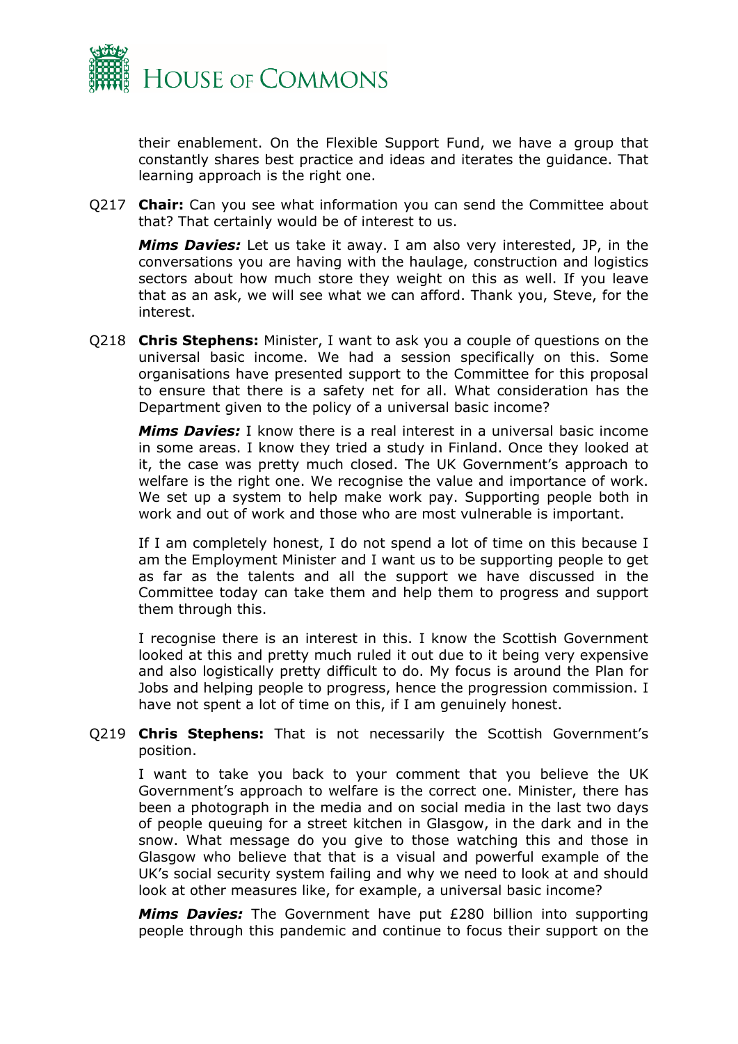their enablement. On the Flexible Support Fund, we have a group that constantly shares best practice and ideas and iterates the guidance. That learning approach is the right one.

Q217 **Chair:** Can you see what information you can send the Committee about that? That certainly would be of interest to us.

***Mims Davies:*** Let us take it away. I am also very interested, JP, in the conversations you are having with the haulage, construction and logistics sectors about how much store they weight on this as well. If you leave that as an ask, we will see what we can afford. Thank you, Steve, for the interest.

Q218 **Chris Stephens:** Minister, I want to ask you a couple of questions on the universal basic income. We had a session specifically on this. Some organisations have presented support to the Committee for this proposal to ensure that there is a safety net for all. What consideration has the Department given to the policy of a universal basic income?

***Mims Davies:*** I know there is a real interest in a universal basic income in some areas. I know they tried a study in Finland. Once they looked at it, the case was pretty much closed. The UK Government's approach to welfare is the right one. We recognise the value and importance of work. We set up a system to help make work pay. Supporting people both in work and out of work and those who are most vulnerable is important.

If I am completely honest, I do not spend a lot of time on this because I am the Employment Minister and I want us to be supporting people to get as far as the talents and all the support we have discussed in the Committee today can take them and help them to progress and support them through this.

I recognise there is an interest in this. I know the Scottish Government looked at this and pretty much ruled it out due to it being very expensive and also logistically pretty difficult to do. My focus is around the Plan for Jobs and helping people to progress, hence the progression commission. I have not spent a lot of time on this, if I am genuinely honest.

Q219 **Chris Stephens:** That is not necessarily the Scottish Government's position.

I want to take you back to your comment that you believe the UK Government's approach to welfare is the correct one. Minister, there has been a photograph in the media and on social media in the last two days of people queuing for a street kitchen in Glasgow, in the dark and in the snow. What message do you give to those watching this and those in Glasgow who believe that that is a visual and powerful example of the UK's social security system failing and why we need to look at and should look at other measures like, for example, a universal basic income?

***Mims Davies:*** The Government have put £280 billion into supporting people through this pandemic and continue to focus their support on the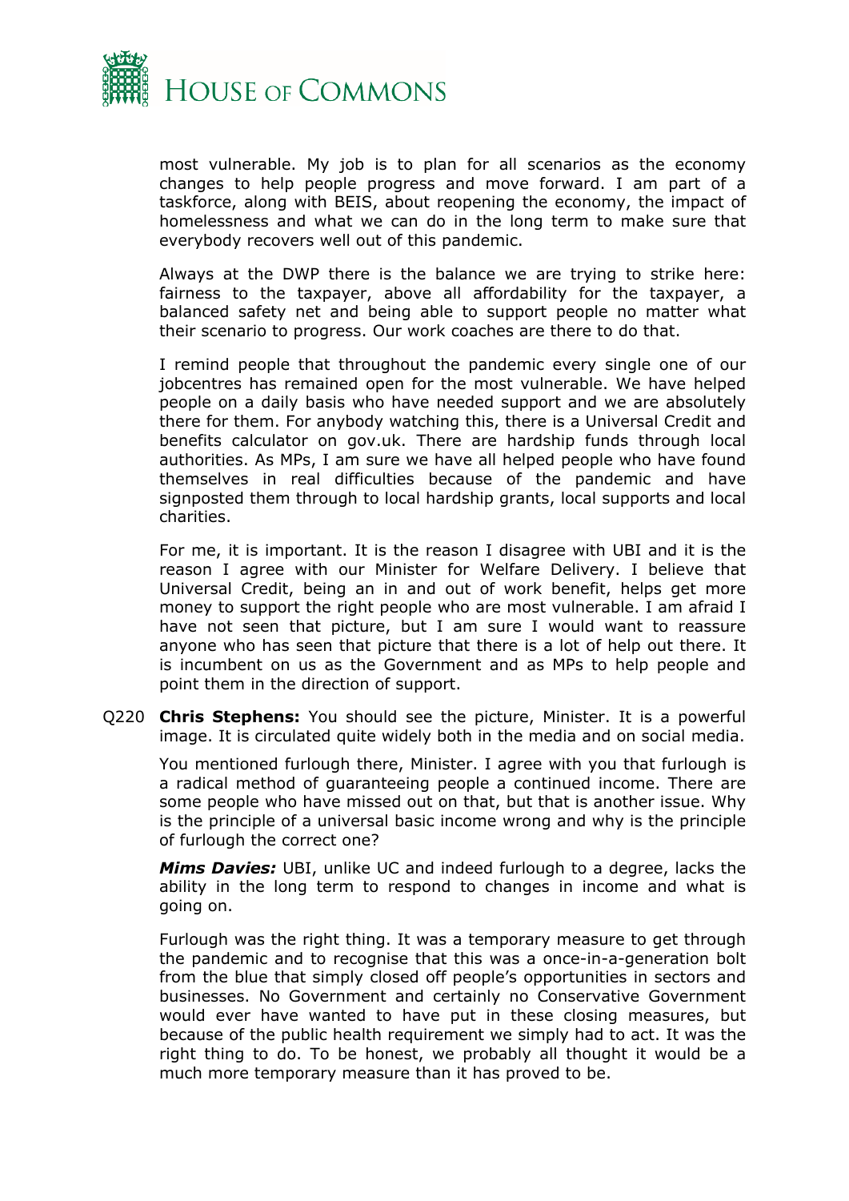most vulnerable. My job is to plan for all scenarios as the economy changes to help people progress and move forward. I am part of a taskforce, along with BEIS, about reopening the economy, the impact of homelessness and what we can do in the long term to make sure that everybody recovers well out of this pandemic.

Always at the DWP there is the balance we are trying to strike here: fairness to the taxpayer, above all affordability for the taxpayer, a balanced safety net and being able to support people no matter what their scenario to progress. Our work coaches are there to do that.

I remind people that throughout the pandemic every single one of our jobcentres has remained open for the most vulnerable. We have helped people on a daily basis who have needed support and we are absolutely there for them. For anybody watching this, there is a Universal Credit and benefits calculator on gov.uk. There are hardship funds through local authorities. As MPs, I am sure we have all helped people who have found themselves in real difficulties because of the pandemic and have signposted them through to local hardship grants, local supports and local charities.

For me, it is important. It is the reason I disagree with UBI and it is the reason I agree with our Minister for Welfare Delivery. I believe that Universal Credit, being an in and out of work benefit, helps get more money to support the right people who are most vulnerable. I am afraid I have not seen that picture, but I am sure I would want to reassure anyone who has seen that picture that there is a lot of help out there. It is incumbent on us as the Government and as MPs to help people and point them in the direction of support.

Q220 **Chris Stephens:** You should see the picture, Minister. It is a powerful image. It is circulated quite widely both in the media and on social media.

You mentioned furlough there, Minister. I agree with you that furlough is a radical method of guaranteeing people a continued income. There are some people who have missed out on that, but that is another issue. Why is the principle of a universal basic income wrong and why is the principle of furlough the correct one?

***Mims Davies:*** UBI, unlike UC and indeed furlough to a degree, lacks the ability in the long term to respond to changes in income and what is going on.

Furlough was the right thing. It was a temporary measure to get through the pandemic and to recognise that this was a once-in-a-generation bolt from the blue that simply closed off people's opportunities in sectors and businesses. No Government and certainly no Conservative Government would ever have wanted to have put in these closing measures, but because of the public health requirement we simply had to act. It was the right thing to do. To be honest, we probably all thought it would be a much more temporary measure than it has proved to be.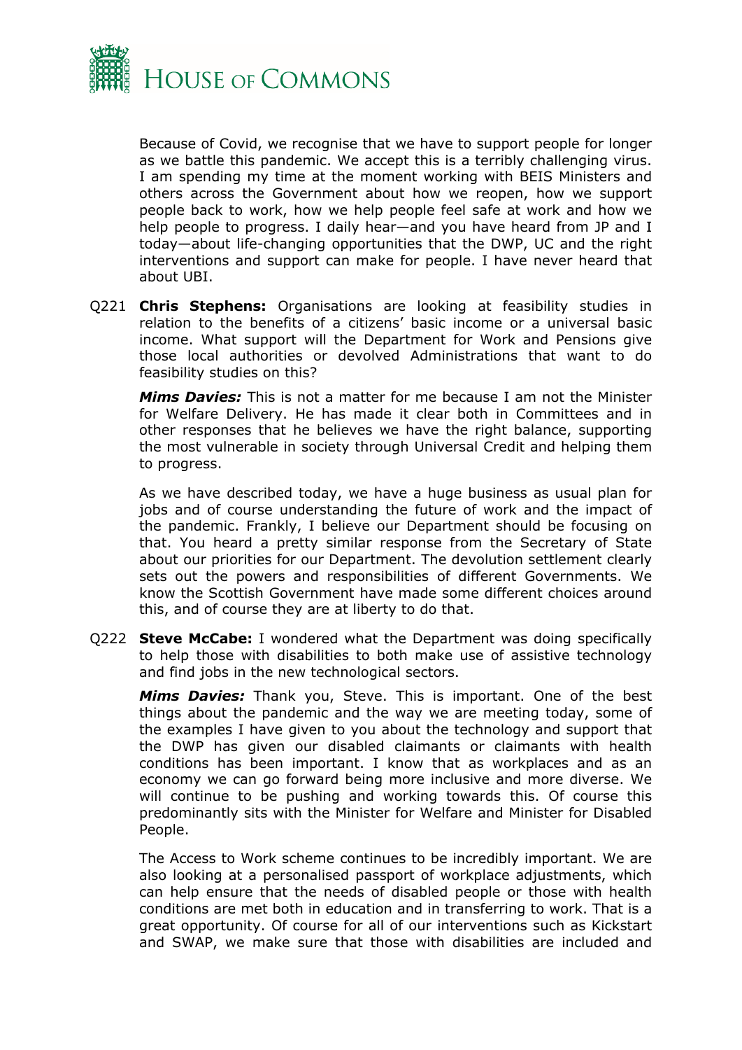Because of Covid, we recognise that we have to support people for longer as we battle this pandemic. We accept this is a terribly challenging virus. I am spending my time at the moment working with BEIS Ministers and others across the Government about how we reopen, how we support people back to work, how we help people feel safe at work and how we help people to progress. I daily hear—and you have heard from JP and I today—about life-changing opportunities that the DWP, UC and the right interventions and support can make for people. I have never heard that about UBI.

Q221 **Chris Stephens:** Organisations are looking at feasibility studies in relation to the benefits of a citizens' basic income or a universal basic income. What support will the Department for Work and Pensions give those local authorities or devolved Administrations that want to do feasibility studies on this?

***Mims Davies:*** This is not a matter for me because I am not the Minister for Welfare Delivery. He has made it clear both in Committees and in other responses that he believes we have the right balance, supporting the most vulnerable in society through Universal Credit and helping them to progress.

As we have described today, we have a huge business as usual plan for jobs and of course understanding the future of work and the impact of the pandemic. Frankly, I believe our Department should be focusing on that. You heard a pretty similar response from the Secretary of State about our priorities for our Department. The devolution settlement clearly sets out the powers and responsibilities of different Governments. We know the Scottish Government have made some different choices around this, and of course they are at liberty to do that.

Q222 **Steve McCabe:** I wondered what the Department was doing specifically to help those with disabilities to both make use of assistive technology and find jobs in the new technological sectors.

***Mims Davies:*** Thank you, Steve. This is important. One of the best things about the pandemic and the way we are meeting today, some of the examples I have given to you about the technology and support that the DWP has given our disabled claimants or claimants with health conditions has been important. I know that as workplaces and as an economy we can go forward being more inclusive and more diverse. We will continue to be pushing and working towards this. Of course this predominantly sits with the Minister for Welfare and Minister for Disabled People.

The Access to Work scheme continues to be incredibly important. We are also looking at a personalised passport of workplace adjustments, which can help ensure that the needs of disabled people or those with health conditions are met both in education and in transferring to work. That is a great opportunity. Of course for all of our interventions such as Kickstart and SWAP, we make sure that those with disabilities are included and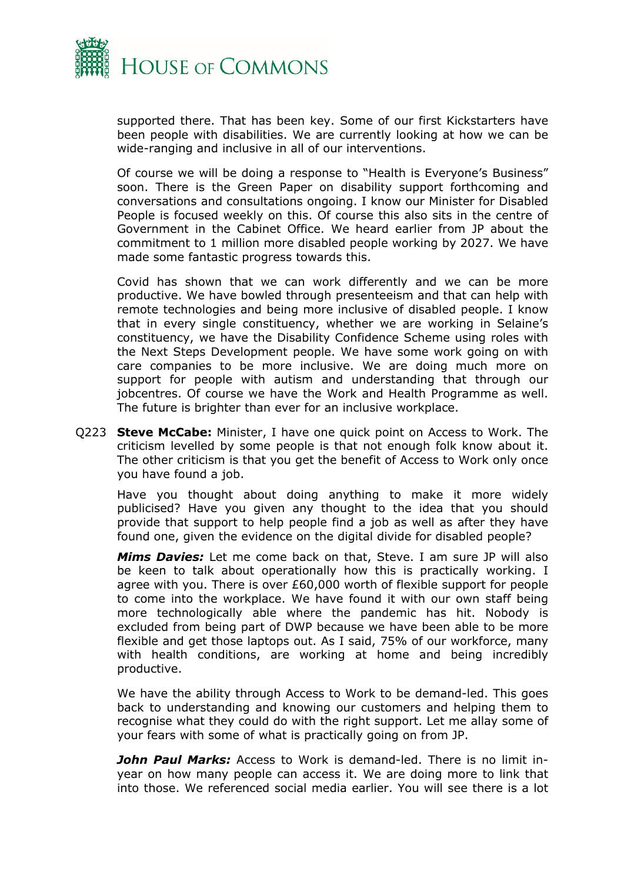supported there. That has been key. Some of our first Kickstarters have been people with disabilities. We are currently looking at how we can be wide-ranging and inclusive in all of our interventions.

Of course we will be doing a response to "Health is Everyone's Business" soon. There is the Green Paper on disability support forthcoming and conversations and consultations ongoing. I know our Minister for Disabled People is focused weekly on this. Of course this also sits in the centre of Government in the Cabinet Office. We heard earlier from JP about the commitment to 1 million more disabled people working by 2027. We have made some fantastic progress towards this.

Covid has shown that we can work differently and we can be more productive. We have bowled through presenteeism and that can help with remote technologies and being more inclusive of disabled people. I know that in every single constituency, whether we are working in Selaine's constituency, we have the Disability Confidence Scheme using roles with the Next Steps Development people. We have some work going on with care companies to be more inclusive. We are doing much more on support for people with autism and understanding that through our jobcentres. Of course we have the Work and Health Programme as well. The future is brighter than ever for an inclusive workplace.

Q223 **Steve McCabe:** Minister, I have one quick point on Access to Work. The criticism levelled by some people is that not enough folk know about it. The other criticism is that you get the benefit of Access to Work only once you have found a job.

Have you thought about doing anything to make it more widely publicised? Have you given any thought to the idea that you should provide that support to help people find a job as well as after they have found one, given the evidence on the digital divide for disabled people?

***Mims Davies:*** Let me come back on that, Steve. I am sure JP will also be keen to talk about operationally how this is practically working. I agree with you. There is over £60,000 worth of flexible support for people to come into the workplace. We have found it with our own staff being more technologically able where the pandemic has hit. Nobody is excluded from being part of DWP because we have been able to be more flexible and get those laptops out. As I said, 75% of our workforce, many with health conditions, are working at home and being incredibly productive.

We have the ability through Access to Work to be demand-led. This goes back to understanding and knowing our customers and helping them to recognise what they could do with the right support. Let me allay some of your fears with some of what is practically going on from JP.

***John Paul Marks:*** Access to Work is demand-led. There is no limit in-year on how many people can access it. We are doing more to link that into those. We referenced social media earlier. You will see there is a lot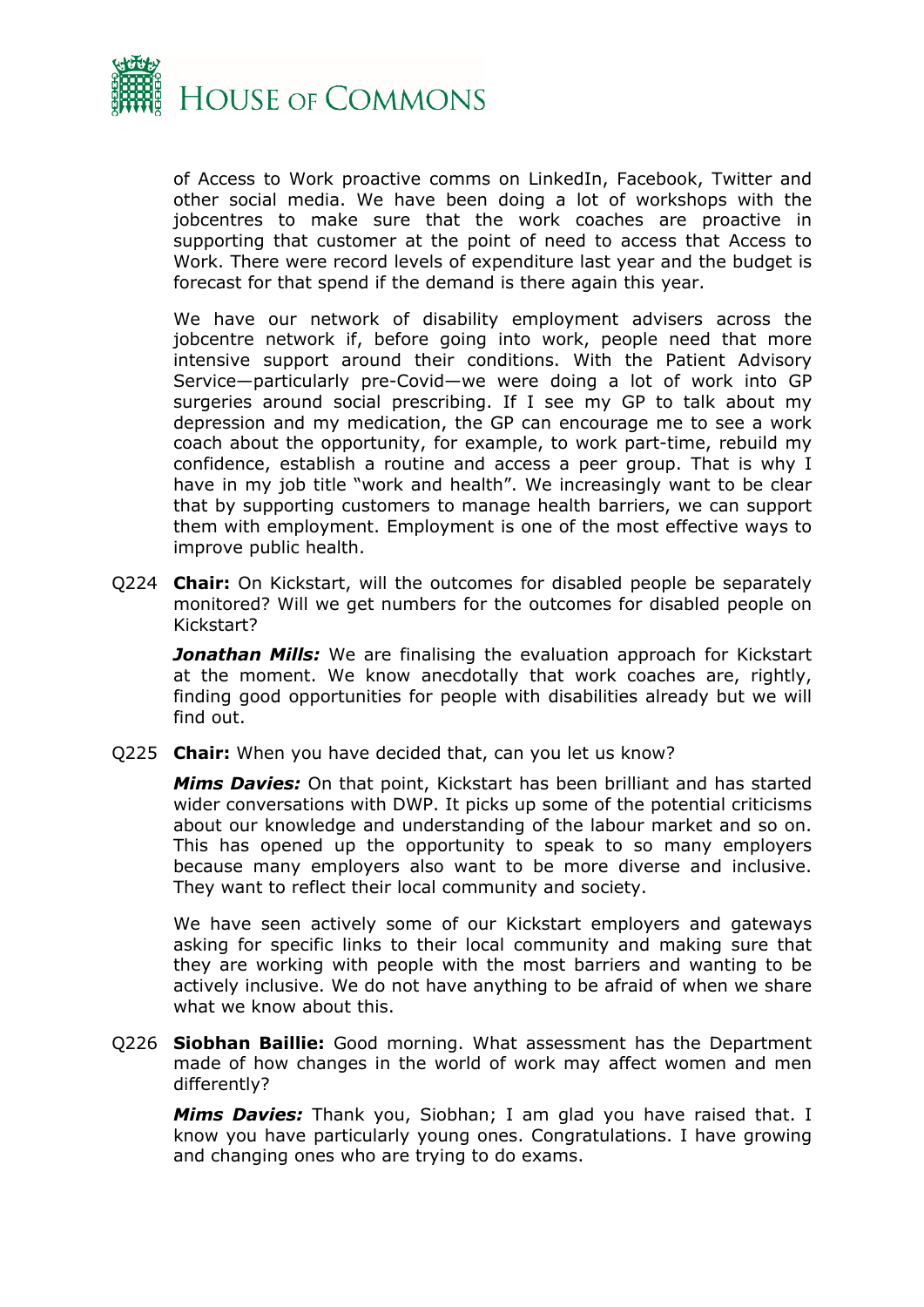of Access to Work proactive comms on LinkedIn, Facebook, Twitter and other social media. We have been doing a lot of workshops with the jobcentres to make sure that the work coaches are proactive in supporting that customer at the point of need to access that Access to Work. There were record levels of expenditure last year and the budget is forecast for that spend if the demand is there again this year.

We have our network of disability employment advisers across the jobcentre network if, before going into work, people need that more intensive support around their conditions. With the Patient Advisory Service—particularly pre-Covid—we were doing a lot of work into GP surgeries around social prescribing. If I see my GP to talk about my depression and my medication, the GP can encourage me to see a work coach about the opportunity, for example, to work part-time, rebuild my confidence, establish a routine and access a peer group. That is why I have in my job title "work and health". We increasingly want to be clear that by supporting customers to manage health barriers, we can support them with employment. Employment is one of the most effective ways to improve public health.

Q224 **Chair:** On Kickstart, will the outcomes for disabled people be separately monitored? Will we get numbers for the outcomes for disabled people on Kickstart?

***Jonathan Mills:*** We are finalising the evaluation approach for Kickstart at the moment. We know anecdotally that work coaches are, rightly, finding good opportunities for people with disabilities already but we will find out.

Q225 **Chair:** When you have decided that, can you let us know?

***Mims Davies:*** On that point, Kickstart has been brilliant and has started wider conversations with DWP. It picks up some of the potential criticisms about our knowledge and understanding of the labour market and so on. This has opened up the opportunity to speak to so many employers because many employers also want to be more diverse and inclusive. They want to reflect their local community and society.

We have seen actively some of our Kickstart employers and gateways asking for specific links to their local community and making sure that they are working with people with the most barriers and wanting to be actively inclusive. We do not have anything to be afraid of when we share what we know about this.

Q226 **Siobhan Baillie:** Good morning. What assessment has the Department made of how changes in the world of work may affect women and men differently?

***Mims Davies:*** Thank you, Siobhan; I am glad you have raised that. I know you have particularly young ones. Congratulations. I have growing and changing ones who are trying to do exams.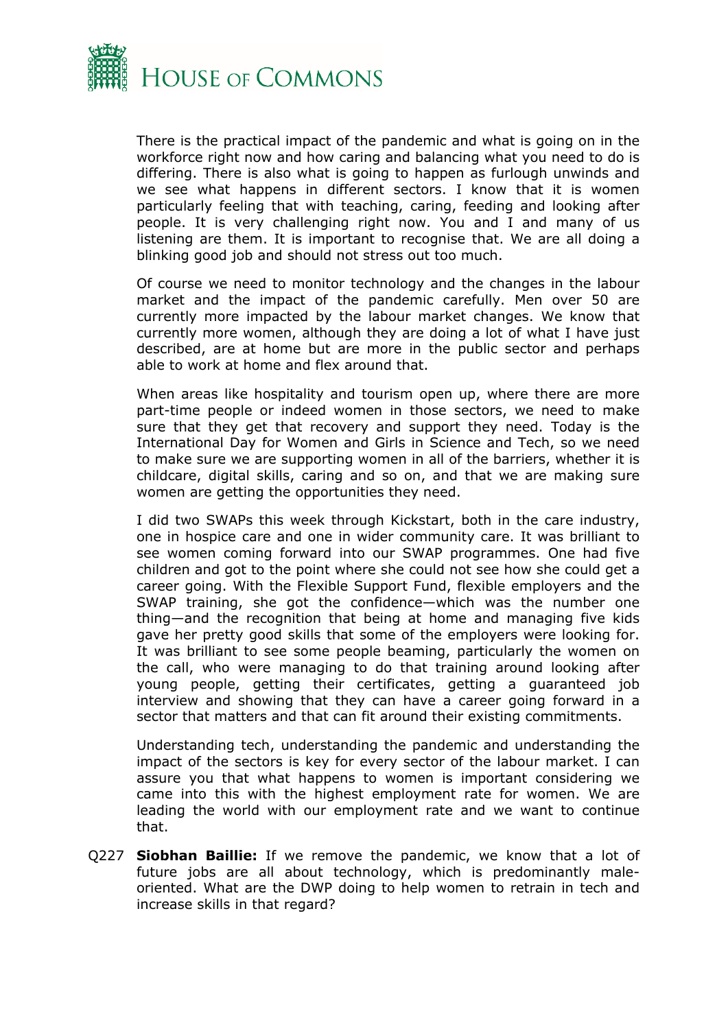There is the practical impact of the pandemic and what is going on in the workforce right now and how caring and balancing what you need to do is differing. There is also what is going to happen as furlough unwinds and we see what happens in different sectors. I know that it is women particularly feeling that with teaching, caring, feeding and looking after people. It is very challenging right now. You and I and many of us listening are them. It is important to recognise that. We are all doing a blinking good job and should not stress out too much.

Of course we need to monitor technology and the changes in the labour market and the impact of the pandemic carefully. Men over 50 are currently more impacted by the labour market changes. We know that currently more women, although they are doing a lot of what I have just described, are at home but are more in the public sector and perhaps able to work at home and flex around that.

When areas like hospitality and tourism open up, where there are more part-time people or indeed women in those sectors, we need to make sure that they get that recovery and support they need. Today is the International Day for Women and Girls in Science and Tech, so we need to make sure we are supporting women in all of the barriers, whether it is childcare, digital skills, caring and so on, and that we are making sure women are getting the opportunities they need.

I did two SWAPs this week through Kickstart, both in the care industry, one in hospice care and one in wider community care. It was brilliant to see women coming forward into our SWAP programmes. One had five children and got to the point where she could not see how she could get a career going. With the Flexible Support Fund, flexible employers and the SWAP training, she got the confidence—which was the number one thing—and the recognition that being at home and managing five kids gave her pretty good skills that some of the employers were looking for. It was brilliant to see some people beaming, particularly the women on the call, who were managing to do that training around looking after young people, getting their certificates, getting a guaranteed job interview and showing that they can have a career going forward in a sector that matters and that can fit around their existing commitments.

Understanding tech, understanding the pandemic and understanding the impact of the sectors is key for every sector of the labour market. I can assure you that what happens to women is important considering we came into this with the highest employment rate for women. We are leading the world with our employment rate and we want to continue that.

Q227 **Siobhan Baillie:** If we remove the pandemic, we know that a lot of future jobs are all about technology, which is predominantly male-oriented. What are the DWP doing to help women to retrain in tech and increase skills in that regard?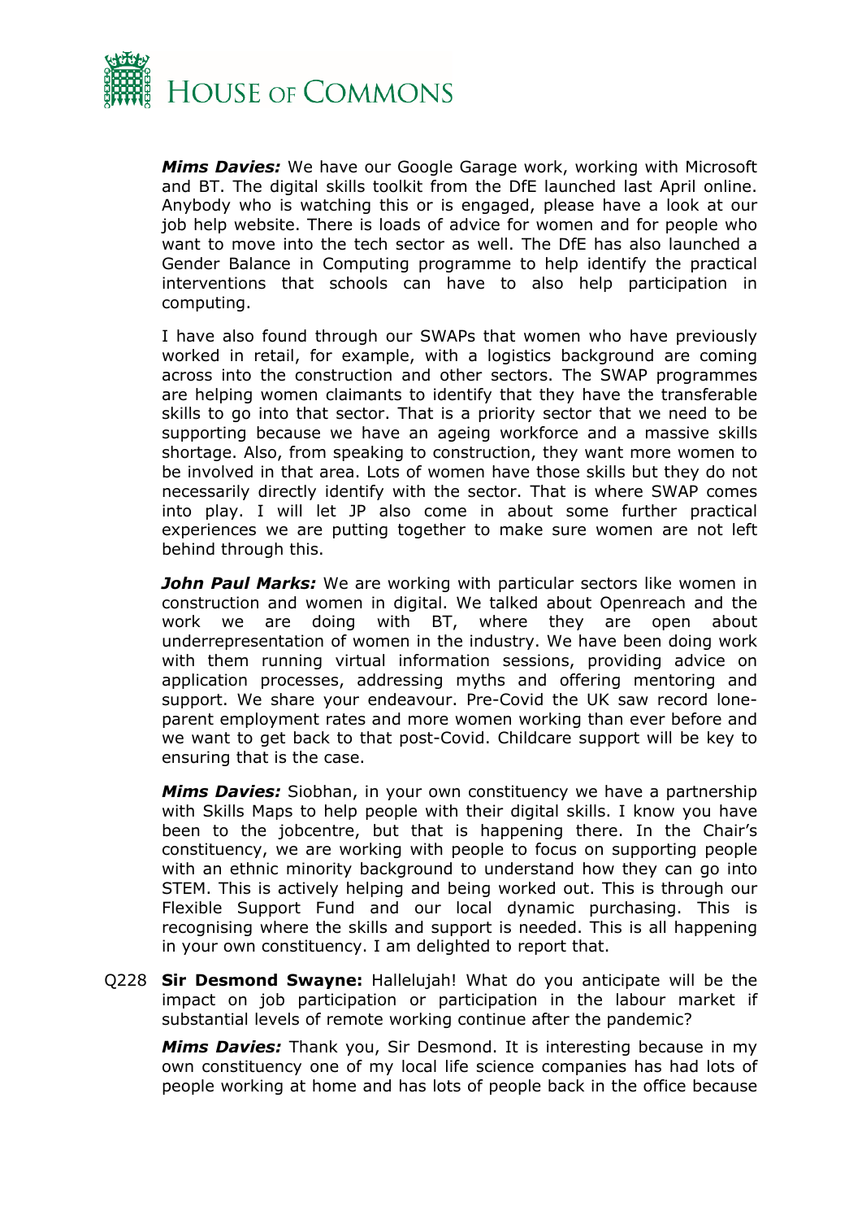***Mims Davies:*** We have our Google Garage work, working with Microsoft and BT. The digital skills toolkit from the DfE launched last April online. Anybody who is watching this or is engaged, please have a look at our job help website. There is loads of advice for women and for people who want to move into the tech sector as well. The DfE has also launched a Gender Balance in Computing programme to help identify the practical interventions that schools can have to also help participation in computing.

I have also found through our SWAPs that women who have previously worked in retail, for example, with a logistics background are coming across into the construction and other sectors. The SWAP programmes are helping women claimants to identify that they have the transferable skills to go into that sector. That is a priority sector that we need to be supporting because we have an ageing workforce and a massive skills shortage. Also, from speaking to construction, they want more women to be involved in that area. Lots of women have those skills but they do not necessarily directly identify with the sector. That is where SWAP comes into play. I will let JP also come in about some further practical experiences we are putting together to make sure women are not left behind through this.

***John Paul Marks:*** We are working with particular sectors like women in construction and women in digital. We talked about Openreach and the work we are doing with BT, where they are open about underrepresentation of women in the industry. We have been doing work with them running virtual information sessions, providing advice on application processes, addressing myths and offering mentoring and support. We share your endeavour. Pre-Covid the UK saw record lone-parent employment rates and more women working than ever before and we want to get back to that post-Covid. Childcare support will be key to ensuring that is the case.

***Mims Davies:*** Siobhan, in your own constituency we have a partnership with Skills Maps to help people with their digital skills. I know you have been to the jobcentre, but that is happening there. In the Chair's constituency, we are working with people to focus on supporting people with an ethnic minority background to understand how they can go into STEM. This is actively helping and being worked out. This is through our Flexible Support Fund and our local dynamic purchasing. This is recognising where the skills and support is needed. This is all happening in your own constituency. I am delighted to report that.

Q228 **Sir Desmond Swayne:** Hallelujah! What do you anticipate will be the impact on job participation or participation in the labour market if substantial levels of remote working continue after the pandemic?

***Mims Davies:*** Thank you, Sir Desmond. It is interesting because in my own constituency one of my local life science companies has had lots of people working at home and has lots of people back in the office because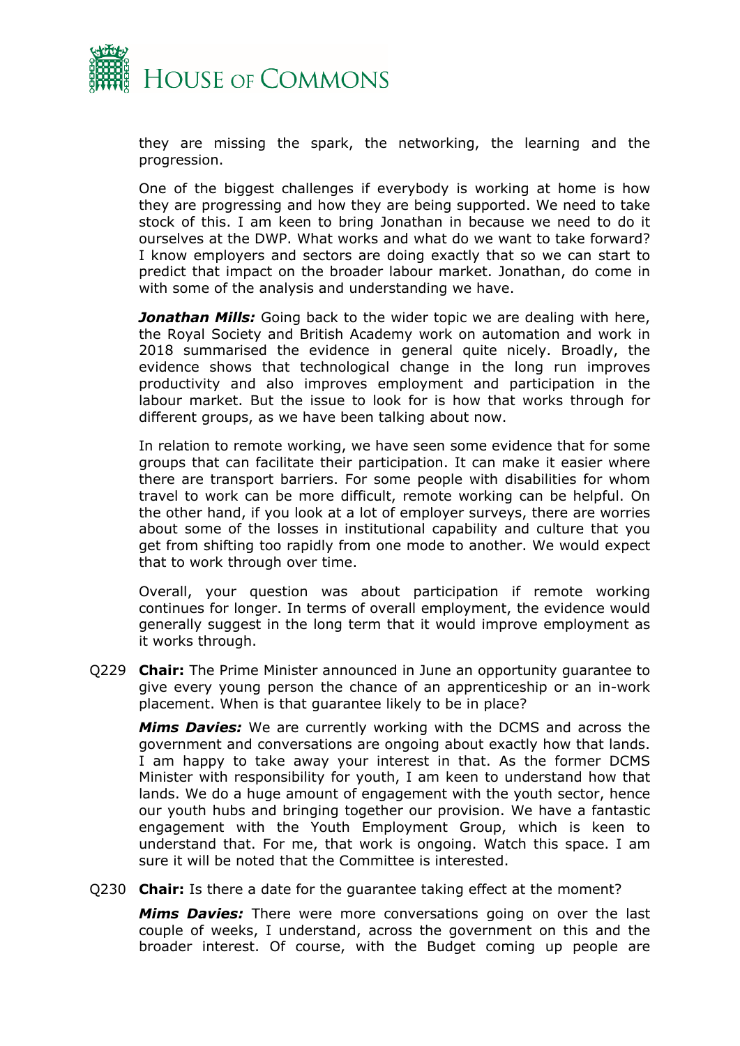they are missing the spark, the networking, the learning and the progression.

One of the biggest challenges if everybody is working at home is how they are progressing and how they are being supported. We need to take stock of this. I am keen to bring Jonathan in because we need to do it ourselves at the DWP. What works and what do we want to take forward? I know employers and sectors are doing exactly that so we can start to predict that impact on the broader labour market. Jonathan, do come in with some of the analysis and understanding we have.

***Jonathan Mills:*** Going back to the wider topic we are dealing with here, the Royal Society and British Academy work on automation and work in 2018 summarised the evidence in general quite nicely. Broadly, the evidence shows that technological change in the long run improves productivity and also improves employment and participation in the labour market. But the issue to look for is how that works through for different groups, as we have been talking about now.

In relation to remote working, we have seen some evidence that for some groups that can facilitate their participation. It can make it easier where there are transport barriers. For some people with disabilities for whom travel to work can be more difficult, remote working can be helpful. On the other hand, if you look at a lot of employer surveys, there are worries about some of the losses in institutional capability and culture that you get from shifting too rapidly from one mode to another. We would expect that to work through over time.

Overall, your question was about participation if remote working continues for longer. In terms of overall employment, the evidence would generally suggest in the long term that it would improve employment as it works through.

Q229 **Chair:** The Prime Minister announced in June an opportunity guarantee to give every young person the chance of an apprenticeship or an in-work placement. When is that guarantee likely to be in place?

***Mims Davies:*** We are currently working with the DCMS and across the government and conversations are ongoing about exactly how that lands. I am happy to take away your interest in that. As the former DCMS Minister with responsibility for youth, I am keen to understand how that lands. We do a huge amount of engagement with the youth sector, hence our youth hubs and bringing together our provision. We have a fantastic engagement with the Youth Employment Group, which is keen to understand that. For me, that work is ongoing. Watch this space. I am sure it will be noted that the Committee is interested.

Q230 **Chair:** Is there a date for the guarantee taking effect at the moment?

***Mims Davies:*** There were more conversations going on over the last couple of weeks, I understand, across the government on this and the broader interest. Of course, with the Budget coming up people are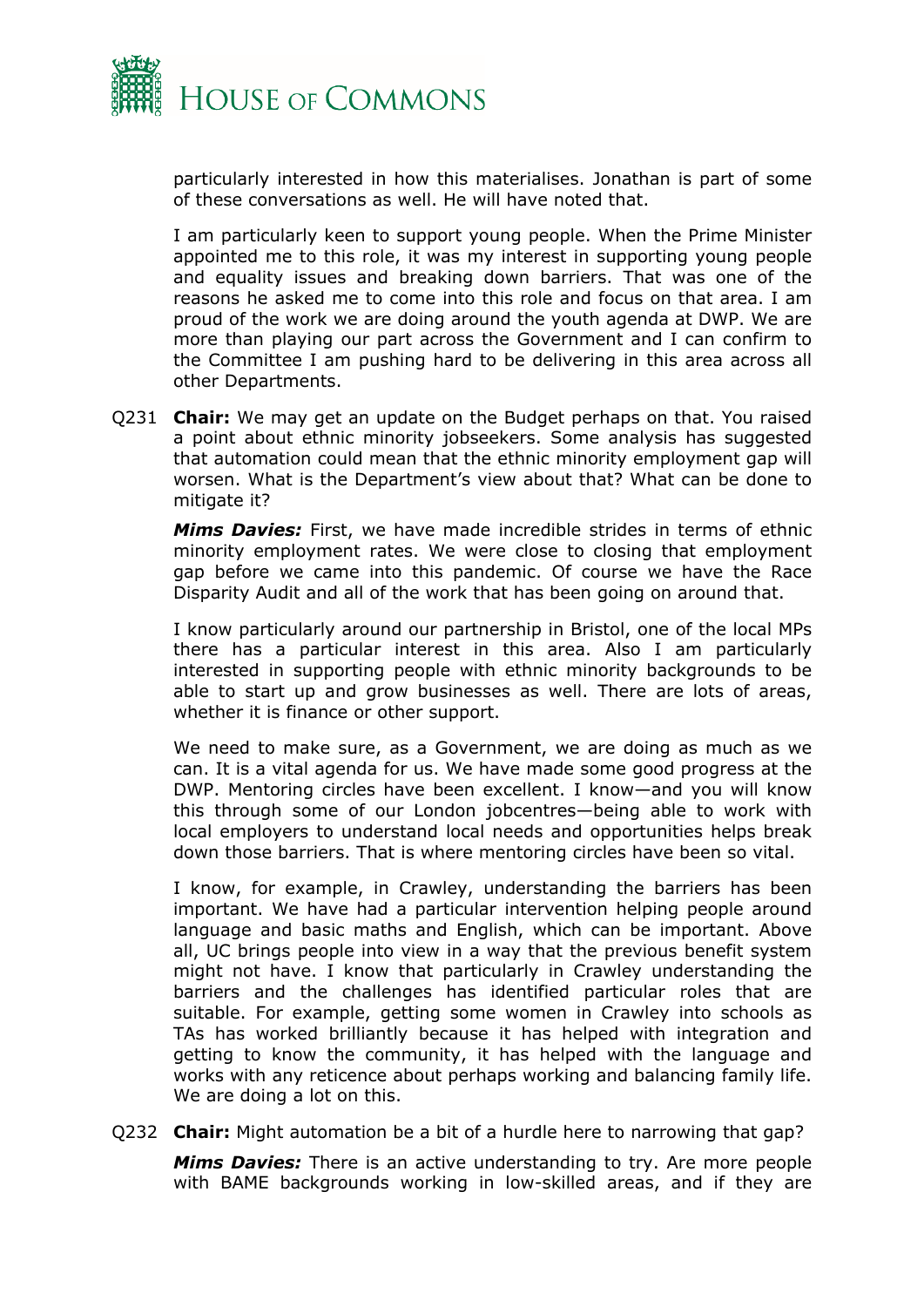particularly interested in how this materialises. Jonathan is part of some of these conversations as well. He will have noted that.

I am particularly keen to support young people. When the Prime Minister appointed me to this role, it was my interest in supporting young people and equality issues and breaking down barriers. That was one of the reasons he asked me to come into this role and focus on that area. I am proud of the work we are doing around the youth agenda at DWP. We are more than playing our part across the Government and I can confirm to the Committee I am pushing hard to be delivering in this area across all other Departments.

Q231 **Chair:** We may get an update on the Budget perhaps on that. You raised a point about ethnic minority jobseekers. Some analysis has suggested that automation could mean that the ethnic minority employment gap will worsen. What is the Department's view about that? What can be done to mitigate it?

***Mims Davies:*** First, we have made incredible strides in terms of ethnic minority employment rates. We were close to closing that employment gap before we came into this pandemic. Of course we have the Race Disparity Audit and all of the work that has been going on around that.

I know particularly around our partnership in Bristol, one of the local MPs there has a particular interest in this area. Also I am particularly interested in supporting people with ethnic minority backgrounds to be able to start up and grow businesses as well. There are lots of areas, whether it is finance or other support.

We need to make sure, as a Government, we are doing as much as we can. It is a vital agenda for us. We have made some good progress at the DWP. Mentoring circles have been excellent. I know—and you will know this through some of our London jobcentres—being able to work with local employers to understand local needs and opportunities helps break down those barriers. That is where mentoring circles have been so vital.

I know, for example, in Crawley, understanding the barriers has been important. We have had a particular intervention helping people around language and basic maths and English, which can be important. Above all, UC brings people into view in a way that the previous benefit system might not have. I know that particularly in Crawley understanding the barriers and the challenges has identified particular roles that are suitable. For example, getting some women in Crawley into schools as TAs has worked brilliantly because it has helped with integration and getting to know the community, it has helped with the language and works with any reticence about perhaps working and balancing family life. We are doing a lot on this.

Q232 **Chair:** Might automation be a bit of a hurdle here to narrowing that gap?

***Mims Davies:*** There is an active understanding to try. Are more people with BAME backgrounds working in low-skilled areas, and if they are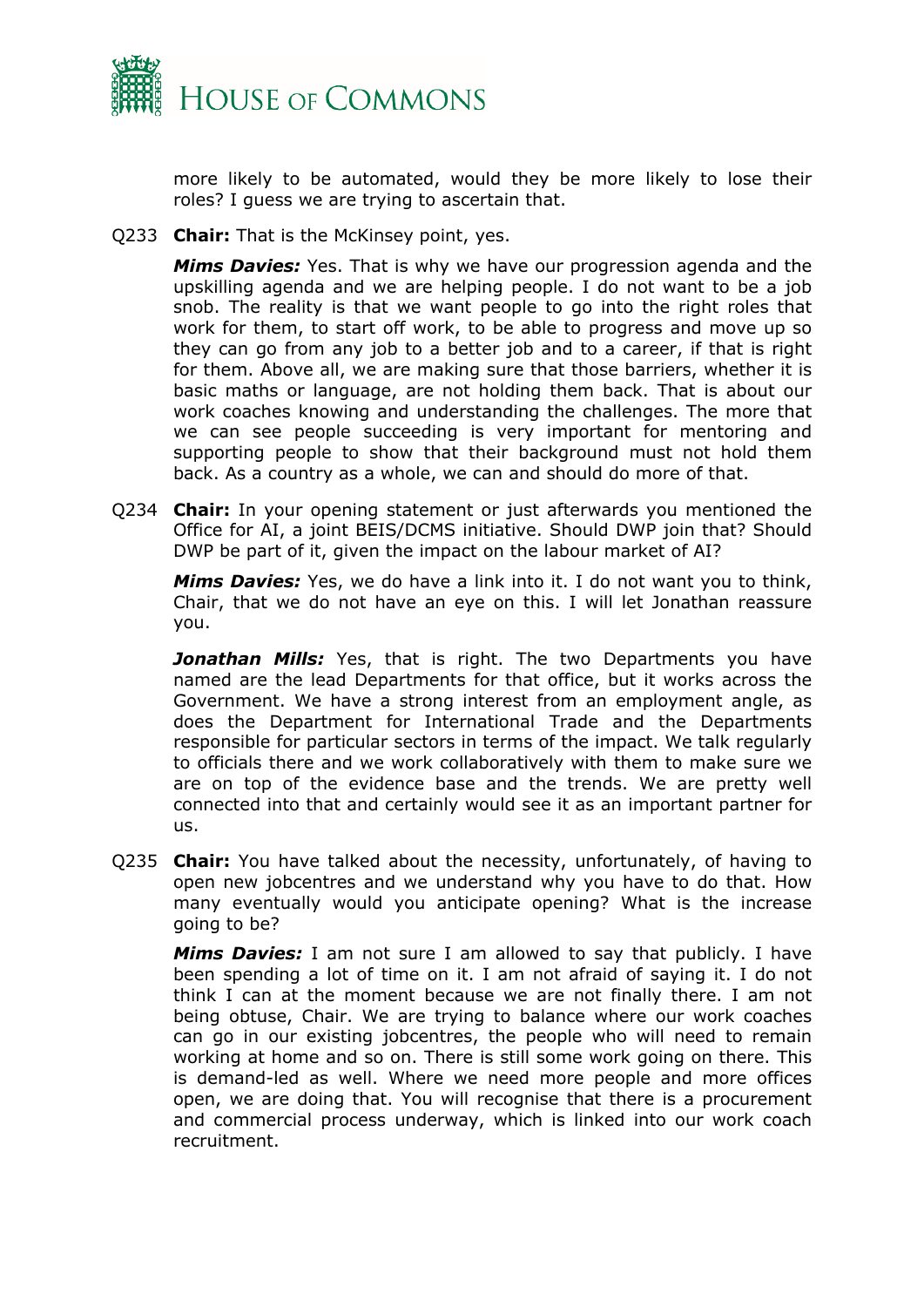more likely to be automated, would they be more likely to lose their roles? I guess we are trying to ascertain that.

Q233 **Chair:** That is the McKinsey point, yes.

***Mims Davies:*** Yes. That is why we have our progression agenda and the upskilling agenda and we are helping people. I do not want to be a job snob. The reality is that we want people to go into the right roles that work for them, to start off work, to be able to progress and move up so they can go from any job to a better job and to a career, if that is right for them. Above all, we are making sure that those barriers, whether it is basic maths or language, are not holding them back. That is about our work coaches knowing and understanding the challenges. The more that we can see people succeeding is very important for mentoring and supporting people to show that their background must not hold them back. As a country as a whole, we can and should do more of that.

Q234 **Chair:** In your opening statement or just afterwards you mentioned the Office for AI, a joint BEIS/DCMS initiative. Should DWP join that? Should DWP be part of it, given the impact on the labour market of AI?

***Mims Davies:*** Yes, we do have a link into it. I do not want you to think, Chair, that we do not have an eye on this. I will let Jonathan reassure you.

***Jonathan Mills:*** Yes, that is right. The two Departments you have named are the lead Departments for that office, but it works across the Government. We have a strong interest from an employment angle, as does the Department for International Trade and the Departments responsible for particular sectors in terms of the impact. We talk regularly to officials there and we work collaboratively with them to make sure we are on top of the evidence base and the trends. We are pretty well connected into that and certainly would see it as an important partner for us.

Q235 **Chair:** You have talked about the necessity, unfortunately, of having to open new jobcentres and we understand why you have to do that. How many eventually would you anticipate opening? What is the increase going to be?

***Mims Davies:*** I am not sure I am allowed to say that publicly. I have been spending a lot of time on it. I am not afraid of saying it. I do not think I can at the moment because we are not finally there. I am not being obtuse, Chair. We are trying to balance where our work coaches can go in our existing jobcentres, the people who will need to remain working at home and so on. There is still some work going on there. This is demand-led as well. Where we need more people and more offices open, we are doing that. You will recognise that there is a procurement and commercial process underway, which is linked into our work coach recruitment.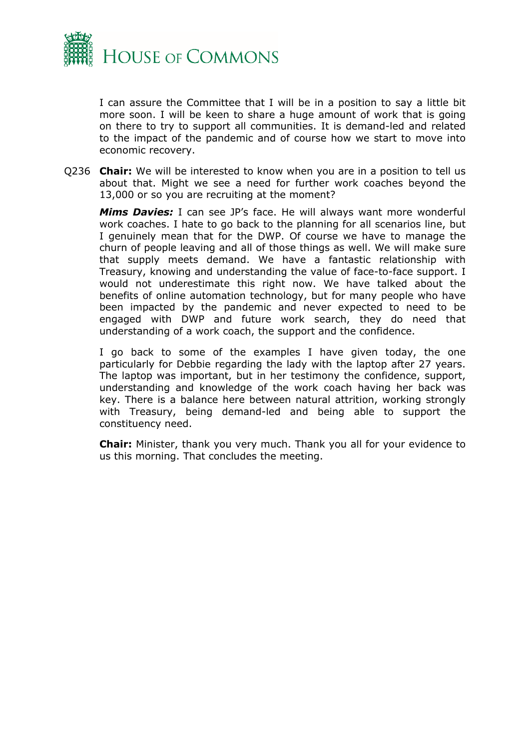I can assure the Committee that I will be in a position to say a little bit more soon. I will be keen to share a huge amount of work that is going on there to try to support all communities. It is demand-led and related to the impact of the pandemic and of course how we start to move into economic recovery.

Q236 **Chair:** We will be interested to know when you are in a position to tell us about that. Might we see a need for further work coaches beyond the 13,000 or so you are recruiting at the moment?

***Mims Davies:*** I can see JP's face. He will always want more wonderful work coaches. I hate to go back to the planning for all scenarios line, but I genuinely mean that for the DWP. Of course we have to manage the churn of people leaving and all of those things as well. We will make sure that supply meets demand. We have a fantastic relationship with Treasury, knowing and understanding the value of face-to-face support. I would not underestimate this right now. We have talked about the benefits of online automation technology, but for many people who have been impacted by the pandemic and never expected to need to be engaged with DWP and future work search, they do need that understanding of a work coach, the support and the confidence.

I go back to some of the examples I have given today, the one particularly for Debbie regarding the lady with the laptop after 27 years. The laptop was important, but in her testimony the confidence, support, understanding and knowledge of the work coach having her back was key. There is a balance here between natural attrition, working strongly with Treasury, being demand-led and being able to support the constituency need.

**Chair:** Minister, thank you very much. Thank you all for your evidence to us this morning. That concludes the meeting.